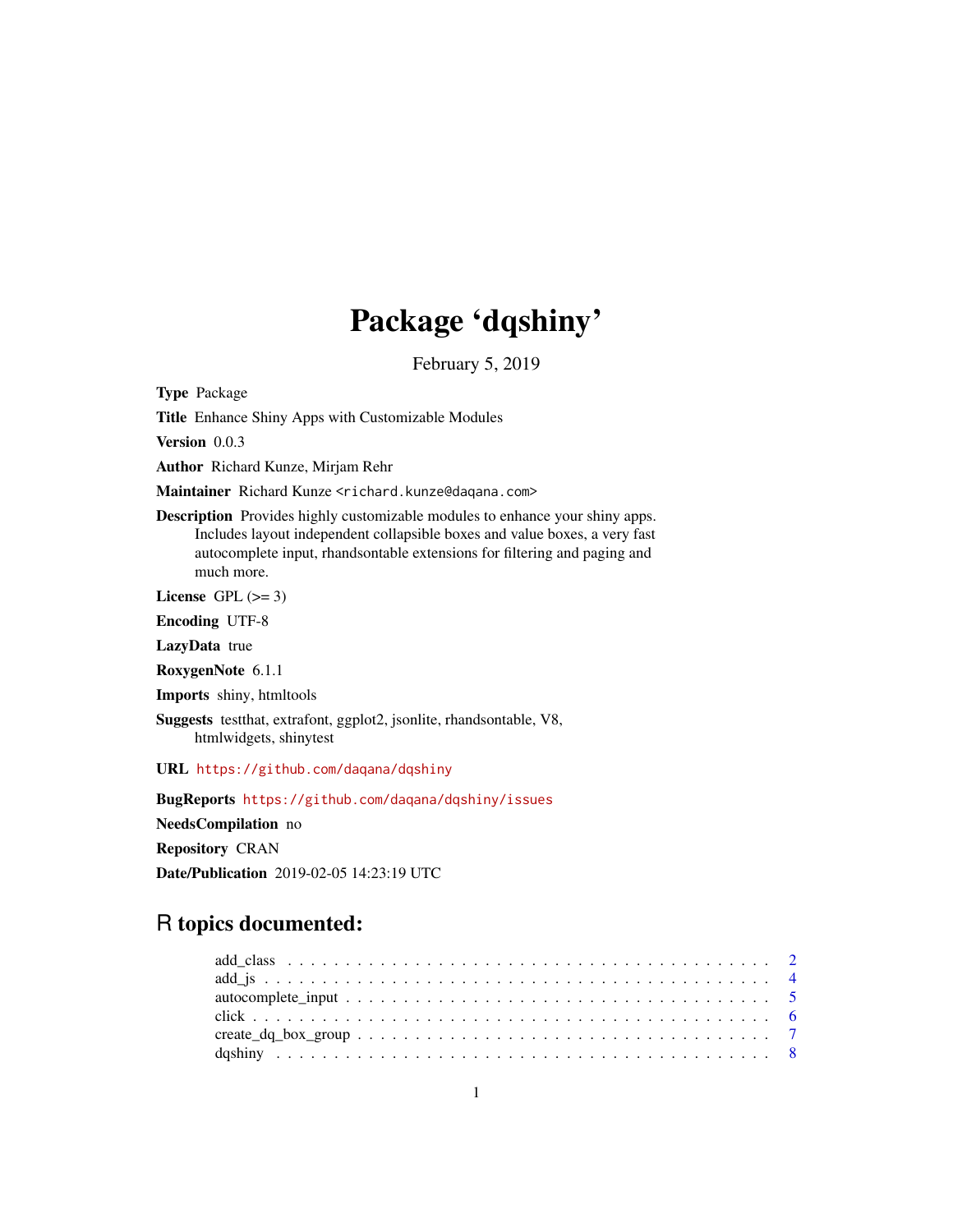# Package 'dqshiny'

February 5, 2019

**Type** Package

**Title** Enhance Shiny Apps with Customizable Modules

**Version** 0.0.3

**Author** Richard Kunze, Mirjam Rehr

**Maintainer** Richard Kunze <richard.kunze@daqana.com>

**Description** Provides highly customizable modules to enhance your shiny apps. Includes layout independent collapsible boxes and value boxes, a very fast autocomplete input, rhandsontable extensions for filtering and paging and much more.

**License** GPL (>= 3)

**Encoding** UTF-8

**LazyData** true

**RoxygenNote** 6.1.1

**Imports** shiny, htmltools

**Suggests** testthat, extrafont, ggplot2, jsonlite, rhandsontable, V8, htmlwidgets, shinytest

**URL** https://github.com/daqana/dqshiny

**BugReports** https://github.com/daqana/dqshiny/issues

**NeedsCompilation** no

**Repository** CRAN

**Date/Publication** 2019-02-05 14:23:19 UTC

## R topics documented:

add_class . . . . . . . . . . . . . . . . . . . . . . . . . . . . . . . . . . . . . . . . 2
add_js . . . . . . . . . . . . . . . . . . . . . . . . . . . . . . . . . . . . . . . . . 4
autocomplete_input . . . . . . . . . . . . . . . . . . . . . . . . . . . . . . . . . . . 5
click . . . . . . . . . . . . . . . . . . . . . . . . . . . . . . . . . . . . . . . . . . 6
create_dq_box_group . . . . . . . . . . . . . . . . . . . . . . . . . . . . . . . . . 7
dqshiny . . . . . . . . . . . . . . . . . . . . . . . . . . . . . . . . . . . . . . . . 8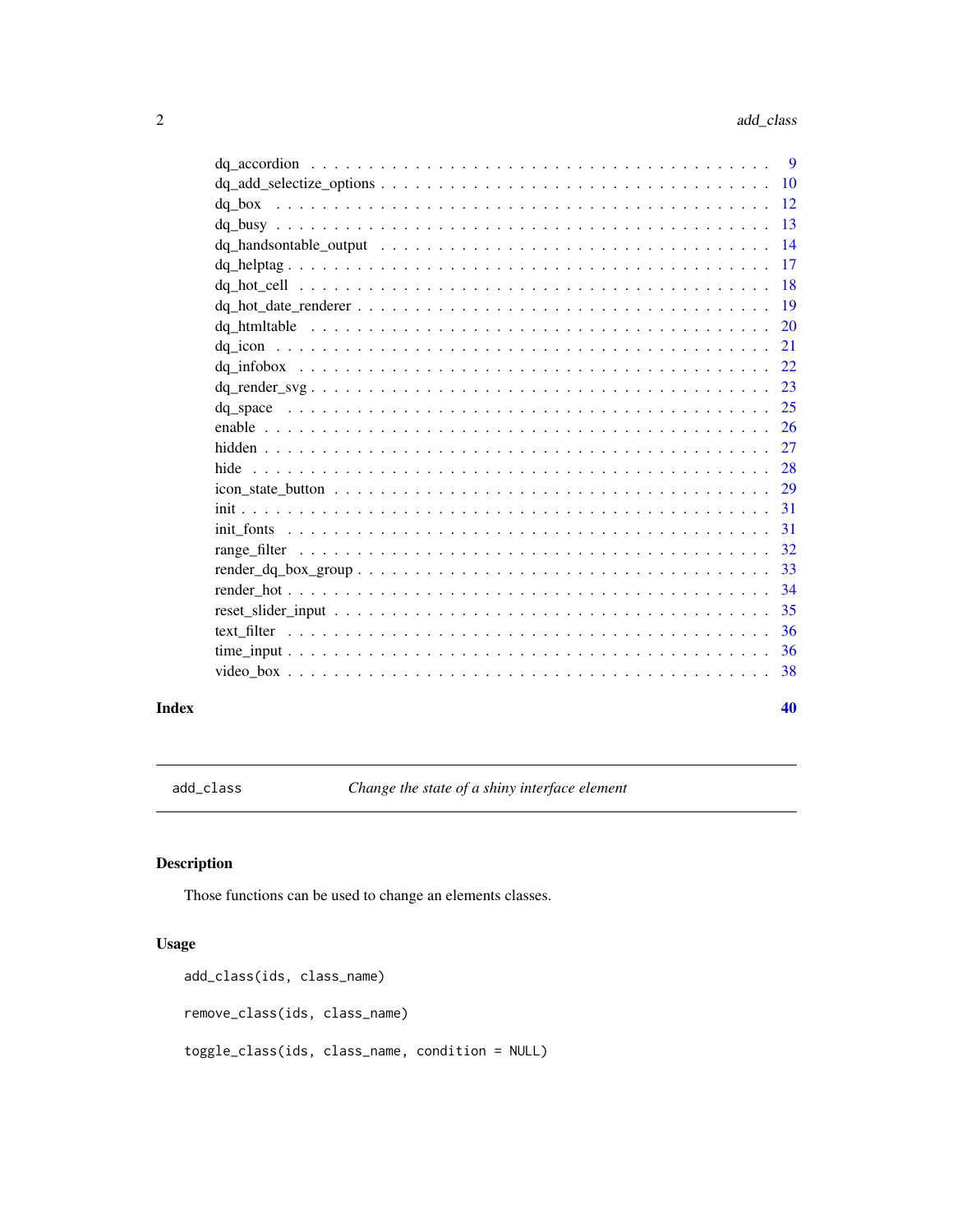dq_accordion . . . . . . . . . . . . . . . . . . . . . . . . . . . . . . . . . . . . . . 9
dq_add_selectize_options . . . . . . . . . . . . . . . . . . . . . . . . . . . . . . . . 10
dq_box . . . . . . . . . . . . . . . . . . . . . . . . . . . . . . . . . . . . . . . . . 12
dq_busy . . . . . . . . . . . . . . . . . . . . . . . . . . . . . . . . . . . . . . . . 13
dq_handsontable_output . . . . . . . . . . . . . . . . . . . . . . . . . . . . . . . . 14
dq_helptag . . . . . . . . . . . . . . . . . . . . . . . . . . . . . . . . . . . . . . . 17
dq_hot_cell . . . . . . . . . . . . . . . . . . . . . . . . . . . . . . . . . . . . . . 18
dq_hot_date_renderer . . . . . . . . . . . . . . . . . . . . . . . . . . . . . . . . . 19
dq_htmltable . . . . . . . . . . . . . . . . . . . . . . . . . . . . . . . . . . . . . . 20
dq_icon . . . . . . . . . . . . . . . . . . . . . . . . . . . . . . . . . . . . . . . . 21
dq_infobox . . . . . . . . . . . . . . . . . . . . . . . . . . . . . . . . . . . . . . . 22
dq_render_svg . . . . . . . . . . . . . . . . . . . . . . . . . . . . . . . . . . . . . 23
dq_space . . . . . . . . . . . . . . . . . . . . . . . . . . . . . . . . . . . . . . . . 25
enable . . . . . . . . . . . . . . . . . . . . . . . . . . . . . . . . . . . . . . . . . 26
hidden . . . . . . . . . . . . . . . . . . . . . . . . . . . . . . . . . . . . . . . . . 27
hide . . . . . . . . . . . . . . . . . . . . . . . . . . . . . . . . . . . . . . . . . . 28
icon_state_button . . . . . . . . . . . . . . . . . . . . . . . . . . . . . . . . . . . 29
init . . . . . . . . . . . . . . . . . . . . . . . . . . . . . . . . . . . . . . . . . . . 31
init_fonts . . . . . . . . . . . . . . . . . . . . . . . . . . . . . . . . . . . . . . . 31
range_filter . . . . . . . . . . . . . . . . . . . . . . . . . . . . . . . . . . . . . . 32
render_dq_box_group . . . . . . . . . . . . . . . . . . . . . . . . . . . . . . . . . . 33
render_hot . . . . . . . . . . . . . . . . . . . . . . . . . . . . . . . . . . . . . . . 34
reset_slider_input . . . . . . . . . . . . . . . . . . . . . . . . . . . . . . . . . . . 35
text_filter . . . . . . . . . . . . . . . . . . . . . . . . . . . . . . . . . . . . . . . 36
time_input . . . . . . . . . . . . . . . . . . . . . . . . . . . . . . . . . . . . . . . 36
video_box . . . . . . . . . . . . . . . . . . . . . . . . . . . . . . . . . . . . . . . . 38

**Index** **40**

---

`add_class` *Change the state of a shiny interface element*

---

## Description

Those functions can be used to change an elements classes.

## Usage

```
add_class(ids, class_name)

remove_class(ids, class_name)

toggle_class(ids, class_name, condition = NULL)
```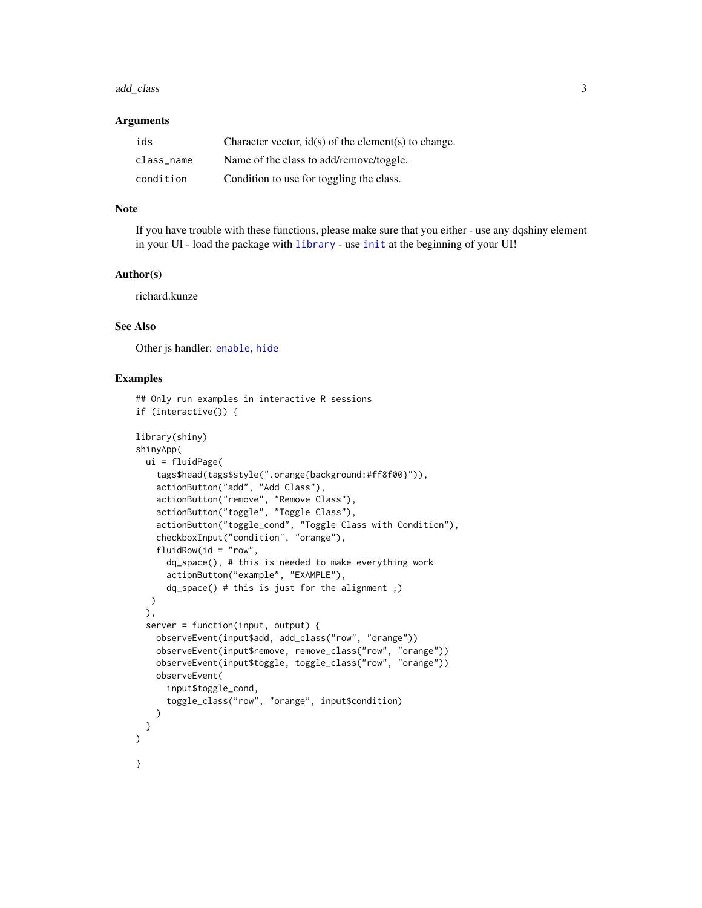## Arguments

| | |
|---|---|
| `ids` | Character vector, id(s) of the element(s) to change. |
| `class_name` | Name of the class to add/remove/toggle. |
| `condition` | Condition to use for toggling the class. |

## Note

If you have trouble with these functions, please make sure that you either - use any dqshiny element in your UI - load the package with `library` - use `init` at the beginning of your UI!

## Author(s)

richard.kunze

## See Also

Other js handler: `enable`, `hide`

## Examples

```
## Only run examples in interactive R sessions
if (interactive()) {

library(shiny)
shinyApp(
  ui = fluidPage(
    tags$head(tags$style(".orange{background:#ff8f00}")),
    actionButton("add", "Add Class"),
    actionButton("remove", "Remove Class"),
    actionButton("toggle", "Toggle Class"),
    actionButton("toggle_cond", "Toggle Class with Condition"),
    checkboxInput("condition", "orange"),
    fluidRow(id = "row",
      dq_space(), # this is needed to make everything work
      actionButton("example", "EXAMPLE"),
      dq_space() # this is just for the alignment ;)
   )
  ),
  server = function(input, output) {
    observeEvent(input$add, add_class("row", "orange"))
    observeEvent(input$remove, remove_class("row", "orange"))
    observeEvent(input$toggle, toggle_class("row", "orange"))
    observeEvent(
      input$toggle_cond,
      toggle_class("row", "orange", input$condition)
    )
  }
)

}
```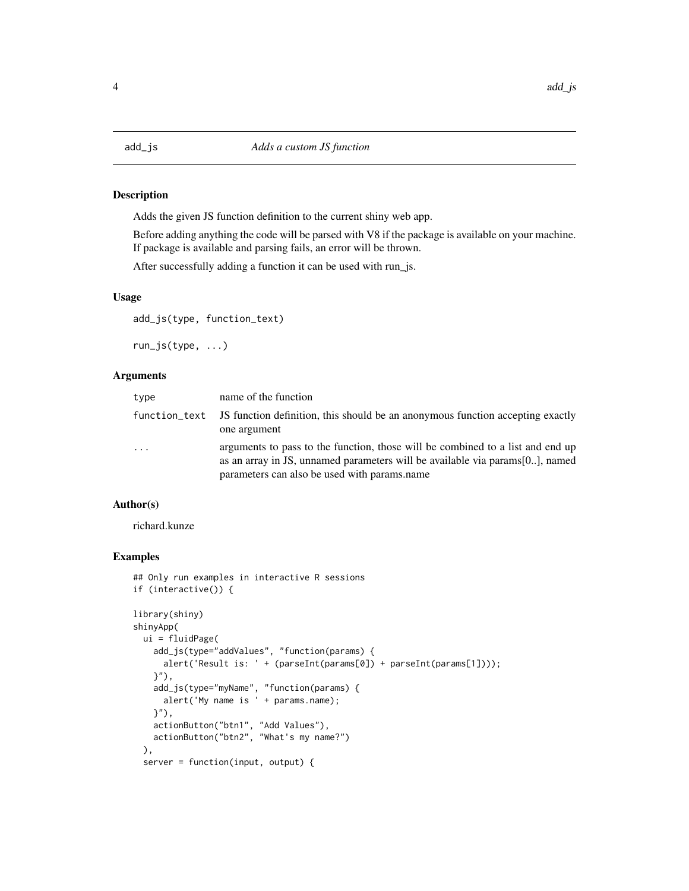## add_js — *Adds a custom JS function*

### Description

Adds the given JS function definition to the current shiny web app.

Before adding anything the code will be parsed with V8 if the package is available on your machine. If package is available and parsing fails, an error will be thrown.

After successfully adding a function it can be used with run_js.

### Usage

```
add_js(type, function_text)

run_js(type, ...)
```

### Arguments

| | |
|---|---|
| type | name of the function |
| function_text | JS function definition, this should be an anonymous function accepting exactly one argument |
| ... | arguments to pass to the function, those will be combined to a list and end up as an array in JS, unnamed parameters will be available via params[0..], named parameters can also be used with params.name |

### Author(s)

richard.kunze

### Examples

```
## Only run examples in interactive R sessions
if (interactive()) {

library(shiny)
shinyApp(
  ui = fluidPage(
    add_js(type="addValues", "function(params) {
      alert('Result is: ' + (parseInt(params[0]) + parseInt(params[1])));
    }"),
    add_js(type="myName", "function(params) {
      alert('My name is ' + params.name);
    }"),
    actionButton("btn1", "Add Values"),
    actionButton("btn2", "What's my name?")
  ),
  server = function(input, output) {
```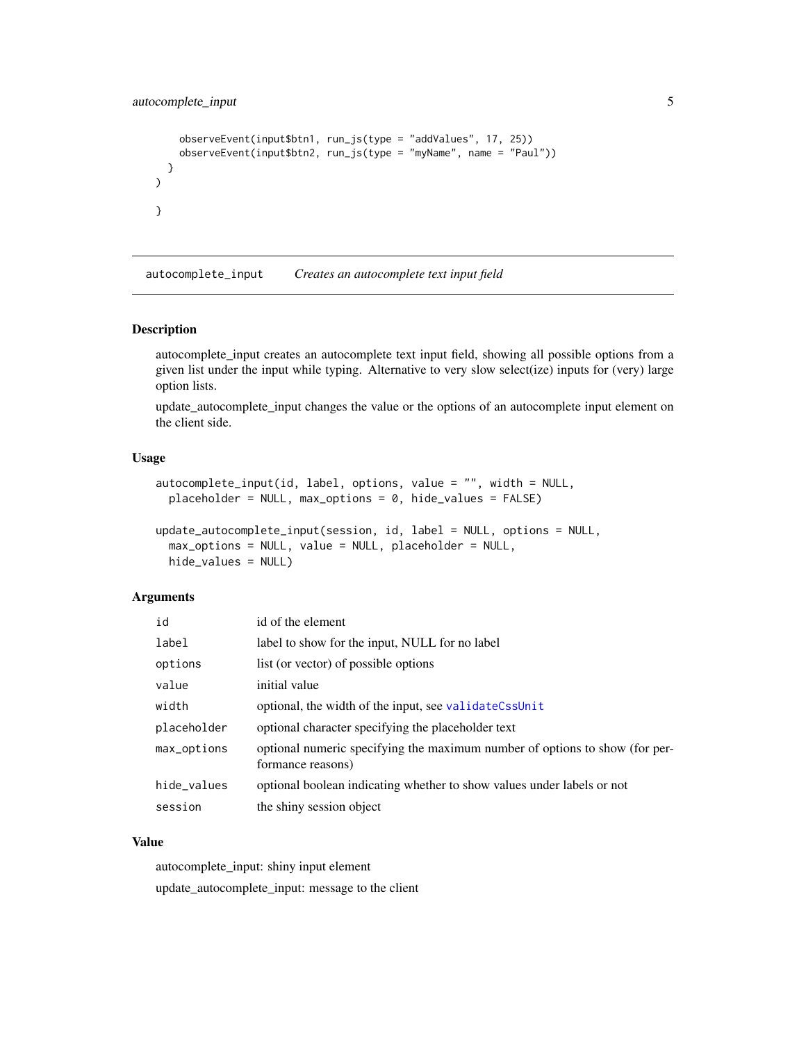```
    observeEvent(input$btn1, run_js(type = "addValues", 17, 25))
    observeEvent(input$btn2, run_js(type = "myName", name = "Paul"))
  }
)

}
```

---

## autocomplete_input — *Creates an autocomplete text input field*

---

### Description

autocomplete_input creates an autocomplete text input field, showing all possible options from a given list under the input while typing. Alternative to very slow select(ize) inputs for (very) large option lists.

update_autocomplete_input changes the value or the options of an autocomplete input element on the client side.

### Usage

```
autocomplete_input(id, label, options, value = "", width = NULL,
  placeholder = NULL, max_options = 0, hide_values = FALSE)

update_autocomplete_input(session, id, label = NULL, options = NULL,
  max_options = NULL, value = NULL, placeholder = NULL,
  hide_values = NULL)
```

### Arguments

| | |
|---|---|
| `id` | id of the element |
| `label` | label to show for the input, NULL for no label |
| `options` | list (or vector) of possible options |
| `value` | initial value |
| `width` | optional, the width of the input, see `validateCssUnit` |
| `placeholder` | optional character specifying the placeholder text |
| `max_options` | optional numeric specifying the maximum number of options to show (for performance reasons) |
| `hide_values` | optional boolean indicating whether to show values under labels or not |
| `session` | the shiny session object |

### Value

autocomplete_input: shiny input element

update_autocomplete_input: message to the client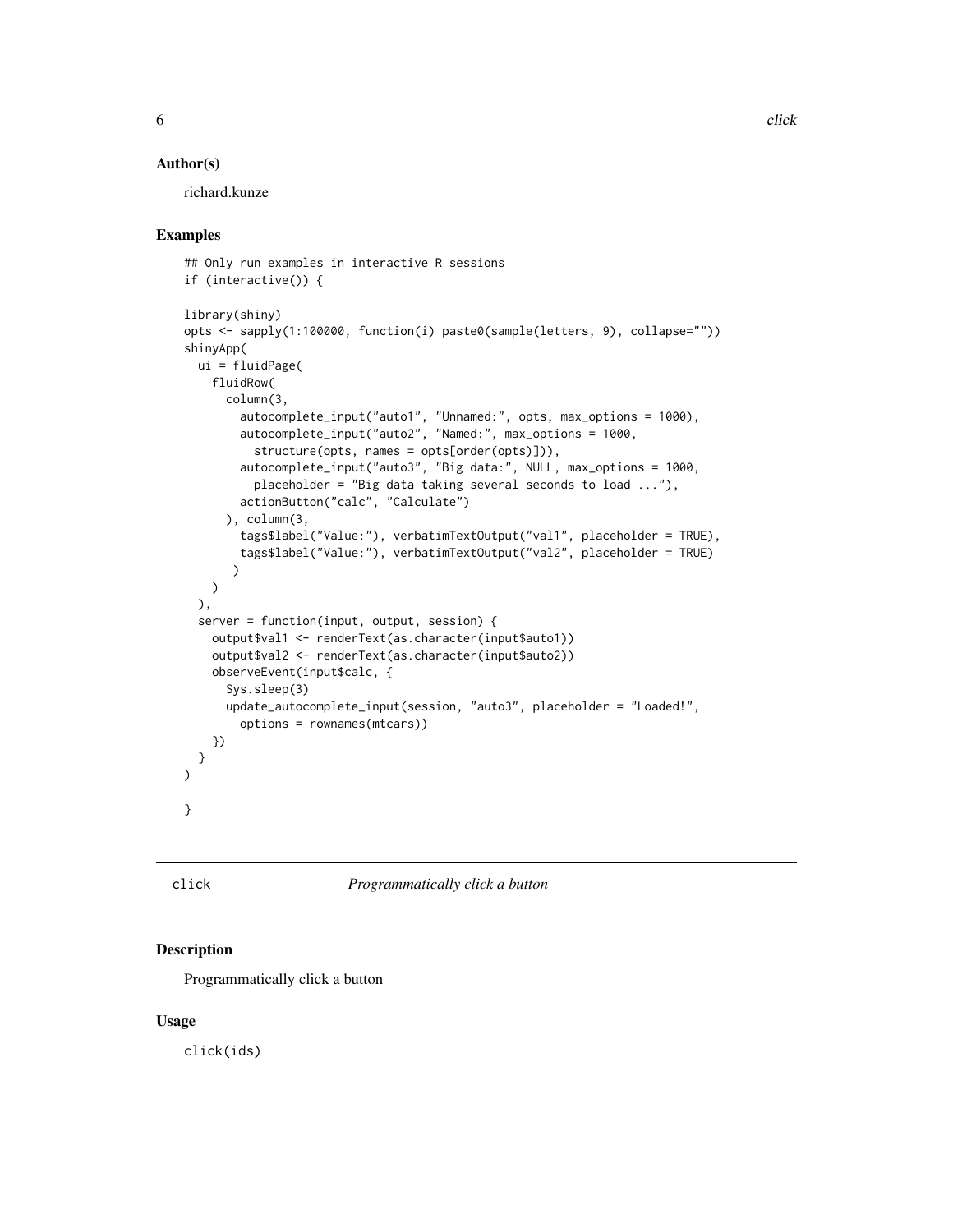### Author(s)

richard.kunze

### Examples

```
## Only run examples in interactive R sessions
if (interactive()) {

library(shiny)
opts <- sapply(1:100000, function(i) paste0(sample(letters, 9), collapse=""))
shinyApp(
  ui = fluidPage(
    fluidRow(
      column(3,
        autocomplete_input("auto1", "Unnamed:", opts, max_options = 1000),
        autocomplete_input("auto2", "Named:", max_options = 1000,
          structure(opts, names = opts[order(opts)])),
        autocomplete_input("auto3", "Big data:", NULL, max_options = 1000,
          placeholder = "Big data taking several seconds to load ..."),
        actionButton("calc", "Calculate")
      ), column(3,
        tags$label("Value:"), verbatimTextOutput("val1", placeholder = TRUE),
        tags$label("Value:"), verbatimTextOutput("val2", placeholder = TRUE)
       )
    )
  ),
  server = function(input, output, session) {
    output$val1 <- renderText(as.character(input$auto1))
    output$val2 <- renderText(as.character(input$auto2))
    observeEvent(input$calc, {
      Sys.sleep(3)
      update_autocomplete_input(session, "auto3", placeholder = "Loaded!",
        options = rownames(mtcars))
    })
  }
)

}
```

## click — *Programmatically click a button*

### Description

Programmatically click a button

### Usage

```
click(ids)
```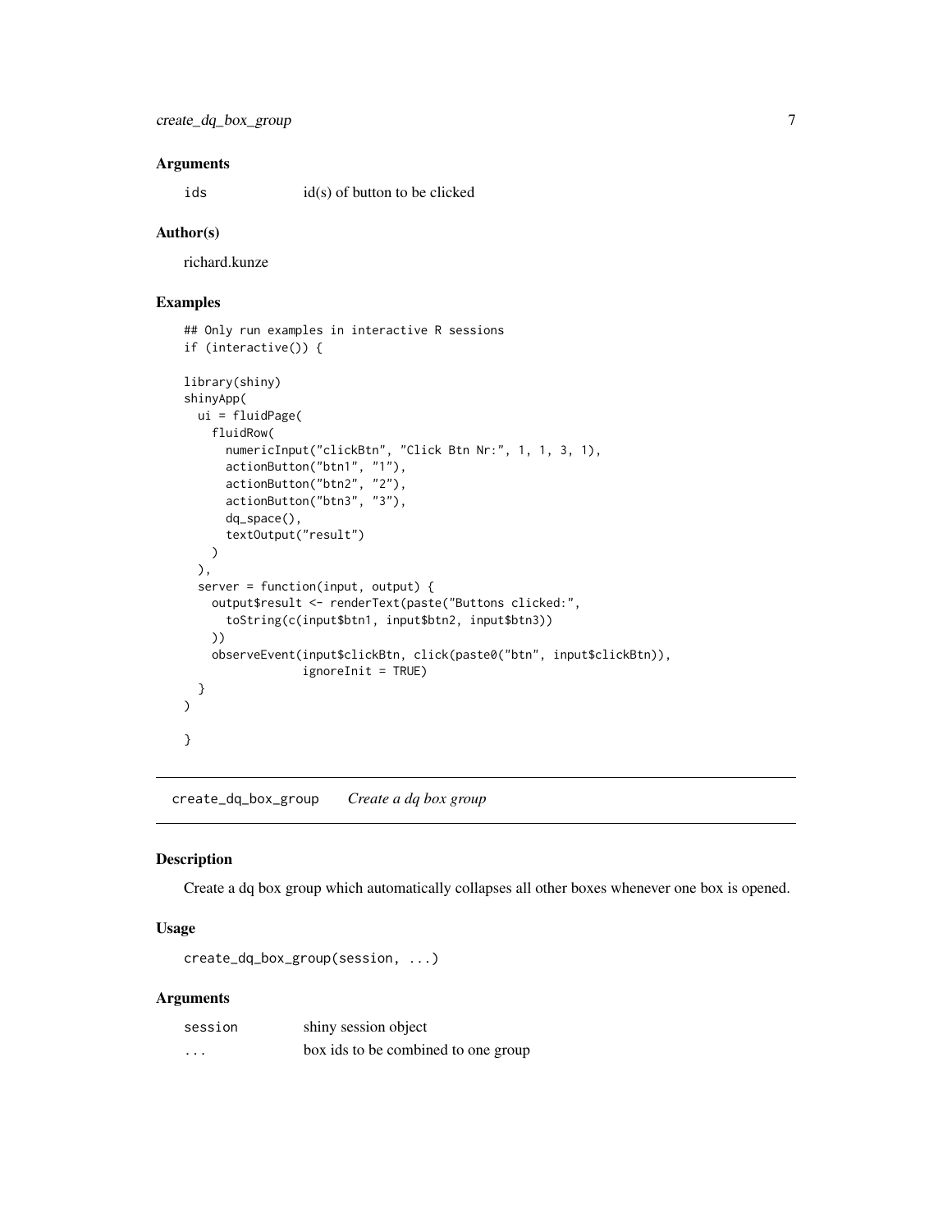### Arguments

| | |
|---|---|
| ids | id(s) of button to be clicked |

### Author(s)

richard.kunze

### Examples

```
## Only run examples in interactive R sessions
if (interactive()) {

library(shiny)
shinyApp(
  ui = fluidPage(
    fluidRow(
      numericInput("clickBtn", "Click Btn Nr:", 1, 1, 3, 1),
      actionButton("btn1", "1"),
      actionButton("btn2", "2"),
      actionButton("btn3", "3"),
      dq_space(),
      textOutput("result")
    )
  ),
  server = function(input, output) {
    output$result <- renderText(paste("Buttons clicked:",
      toString(c(input$btn1, input$btn2, input$btn3))
    ))
    observeEvent(input$clickBtn, click(paste0("btn", input$clickBtn)),
                 ignoreInit = TRUE)
  }
)

}
```

## create_dq_box_group *Create a dq box group*

### Description

Create a dq box group which automatically collapses all other boxes whenever one box is opened.

### Usage

```
create_dq_box_group(session, ...)
```

### Arguments

| | |
|---|---|
| session | shiny session object |
| ... | box ids to be combined to one group |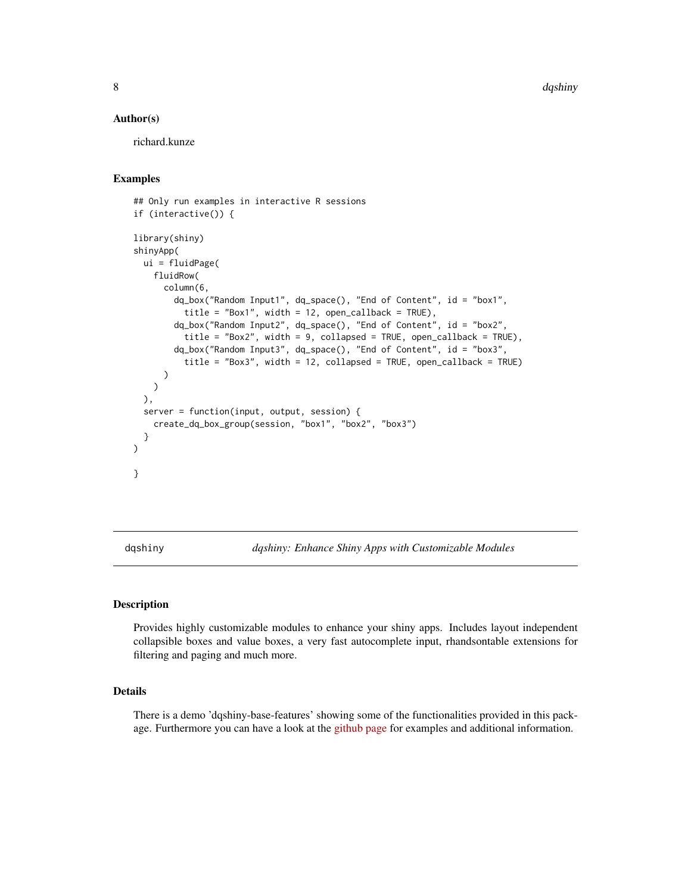### Author(s)

richard.kunze

### Examples

```
## Only run examples in interactive R sessions
if (interactive()) {

library(shiny)
shinyApp(
  ui = fluidPage(
    fluidRow(
      column(6,
        dq_box("Random Input1", dq_space(), "End of Content", id = "box1",
          title = "Box1", width = 12, open_callback = TRUE),
        dq_box("Random Input2", dq_space(), "End of Content", id = "box2",
          title = "Box2", width = 9, collapsed = TRUE, open_callback = TRUE),
        dq_box("Random Input3", dq_space(), "End of Content", id = "box3",
          title = "Box3", width = 12, collapsed = TRUE, open_callback = TRUE)
      )
    )
  ),
  server = function(input, output, session) {
    create_dq_box_group(session, "box1", "box2", "box3")
  }
)

}
```

---

## dqshiny — *dqshiny: Enhance Shiny Apps with Customizable Modules*

---

### Description

Provides highly customizable modules to enhance your shiny apps. Includes layout independent collapsible boxes and value boxes, a very fast autocomplete input, rhandsontable extensions for filtering and paging and much more.

### Details

There is a demo 'dqshiny-base-features' showing some of the functionalities provided in this package. Furthermore you can have a look at the github page for examples and additional information.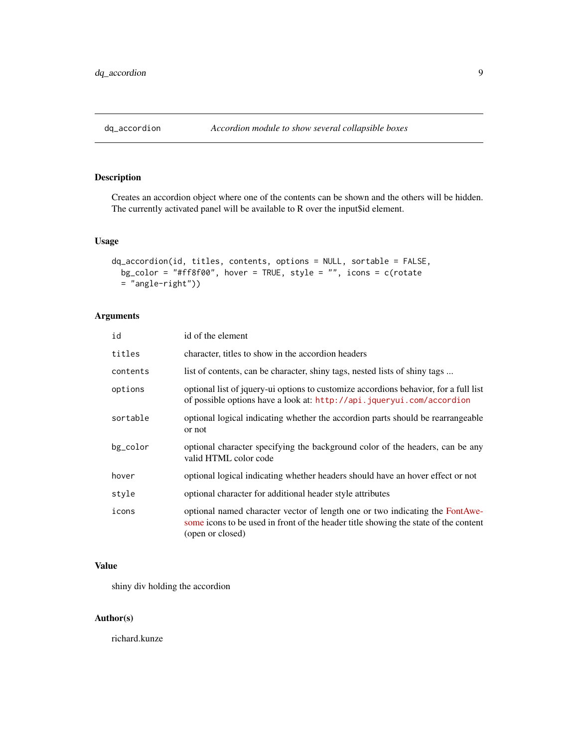## dq_accordion — *Accordion module to show several collapsible boxes*

### Description

Creates an accordion object where one of the contents can be shown and the others will be hidden. The currently activated panel will be available to R over the input$id element.

### Usage

```
dq_accordion(id, titles, contents, options = NULL, sortable = FALSE,
  bg_color = "#ff8f00", hover = TRUE, style = "", icons = c(rotate
  = "angle-right"))
```

### Arguments

| | |
|---|---|
| `id` | id of the element |
| `titles` | character, titles to show in the accordion headers |
| `contents` | list of contents, can be character, shiny tags, nested lists of shiny tags ... |
| `options` | optional list of jquery-ui options to customize accordions behavior, for a full list of possible options have a look at: `http://api.jqueryui.com/accordion` |
| `sortable` | optional logical indicating whether the accordion parts should be rearrangeable or not |
| `bg_color` | optional character specifying the background color of the headers, can be any valid HTML color code |
| `hover` | optional logical indicating whether headers should have an hover effect or not |
| `style` | optional character for additional header style attributes |
| `icons` | optional named character vector of length one or two indicating the FontAwesome icons to be used in front of the header title showing the state of the content (open or closed) |

### Value

shiny div holding the accordion

### Author(s)

richard.kunze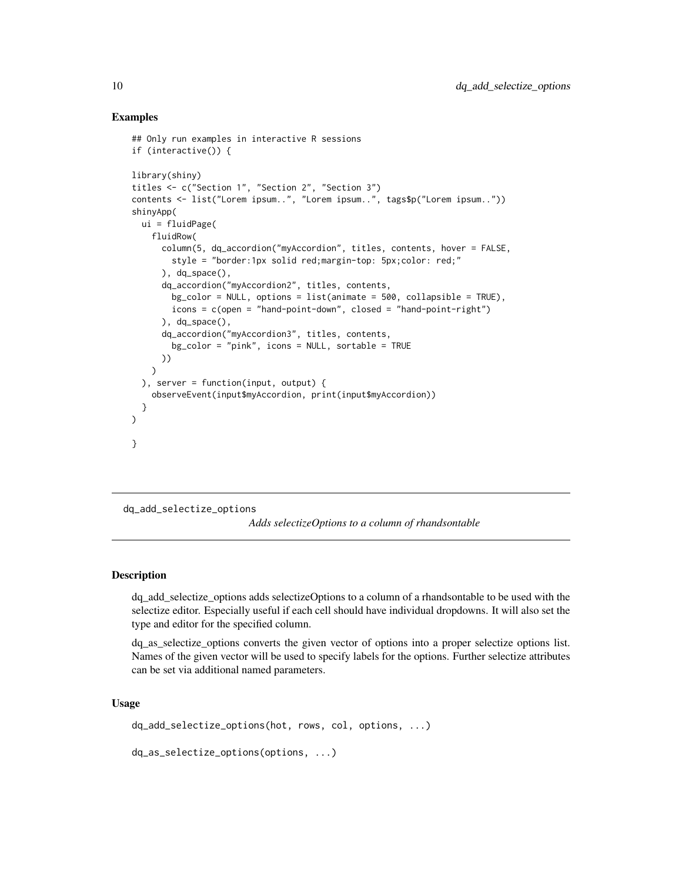### Examples

```
## Only run examples in interactive R sessions
if (interactive()) {

library(shiny)
titles <- c("Section 1", "Section 2", "Section 3")
contents <- list("Lorem ipsum..", "Lorem ipsum..", tags$p("Lorem ipsum.."))
shinyApp(
  ui = fluidPage(
    fluidRow(
      column(5, dq_accordion("myAccordion", titles, contents, hover = FALSE,
        style = "border:1px solid red;margin-top: 5px;color: red;"
      ), dq_space(),
      dq_accordion("myAccordion2", titles, contents,
        bg_color = NULL, options = list(animate = 500, collapsible = TRUE),
        icons = c(open = "hand-point-down", closed = "hand-point-right")
      ), dq_space(),
      dq_accordion("myAccordion3", titles, contents,
        bg_color = "pink", icons = NULL, sortable = TRUE
      ))
    )
  ), server = function(input, output) {
    observeEvent(input$myAccordion, print(input$myAccordion))
  }
)

}
```

---

## dq_add_selectize_options

*Adds selectizeOptions to a column of rhandsontable*

---

### Description

dq_add_selectize_options adds selectizeOptions to a column of a rhandsontable to be used with the selectize editor. Especially useful if each cell should have individual dropdowns. It will also set the type and editor for the specified column.

dq_as_selectize_options converts the given vector of options into a proper selectize options list. Names of the given vector will be used to specify labels for the options. Further selectize attributes can be set via additional named parameters.

### Usage

```
dq_add_selectize_options(hot, rows, col, options, ...)

dq_as_selectize_options(options, ...)
```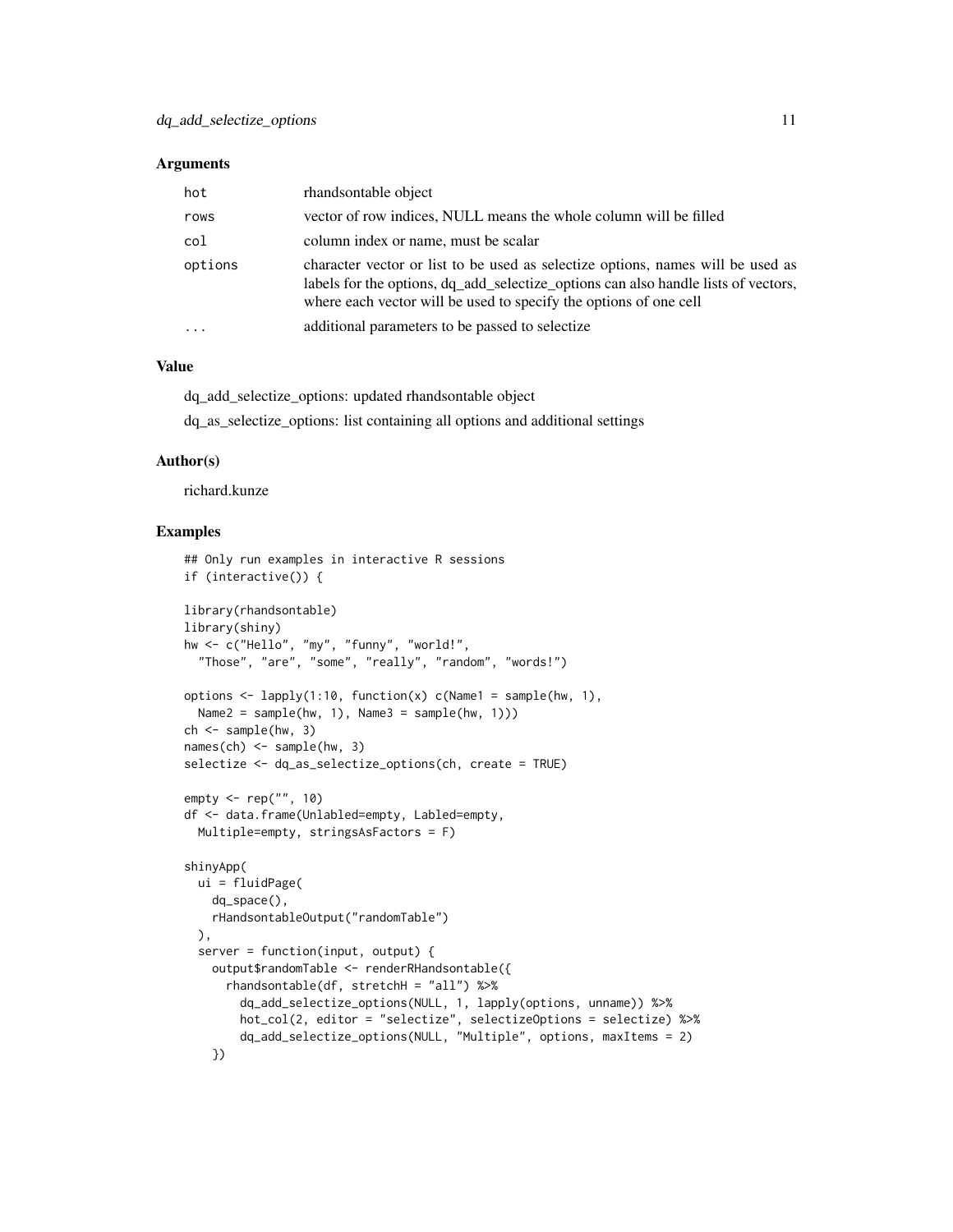### Arguments

| | |
|---|---|
| hot | rhandsontable object |
| rows | vector of row indices, NULL means the whole column will be filled |
| col | column index or name, must be scalar |
| options | character vector or list to be used as selectize options, names will be used as labels for the options, dq_add_selectize_options can also handle lists of vectors, where each vector will be used to specify the options of one cell |
| ... | additional parameters to be passed to selectize |

### Value

dq_add_selectize_options: updated rhandsontable object

dq_as_selectize_options: list containing all options and additional settings

### Author(s)

richard.kunze

### Examples

```
## Only run examples in interactive R sessions
if (interactive()) {

library(rhandsontable)
library(shiny)
hw <- c("Hello", "my", "funny", "world!",
  "Those", "are", "some", "really", "random", "words!")

options <- lapply(1:10, function(x) c(Name1 = sample(hw, 1),
  Name2 = sample(hw, 1), Name3 = sample(hw, 1)))
ch <- sample(hw, 3)
names(ch) <- sample(hw, 3)
selectize <- dq_as_selectize_options(ch, create = TRUE)

empty <- rep("", 10)
df <- data.frame(Unlabled=empty, Labled=empty,
  Multiple=empty, stringsAsFactors = F)

shinyApp(
  ui = fluidPage(
    dq_space(),
    rHandsontableOutput("randomTable")
  ),
  server = function(input, output) {
    output$randomTable <- renderRHandsontable({
      rhandsontable(df, stretchH = "all") %>%
        dq_add_selectize_options(NULL, 1, lapply(options, unname)) %>%
        hot_col(2, editor = "selectize", selectizeOptions = selectize) %>%
        dq_add_selectize_options(NULL, "Multiple", options, maxItems = 2)
    })
```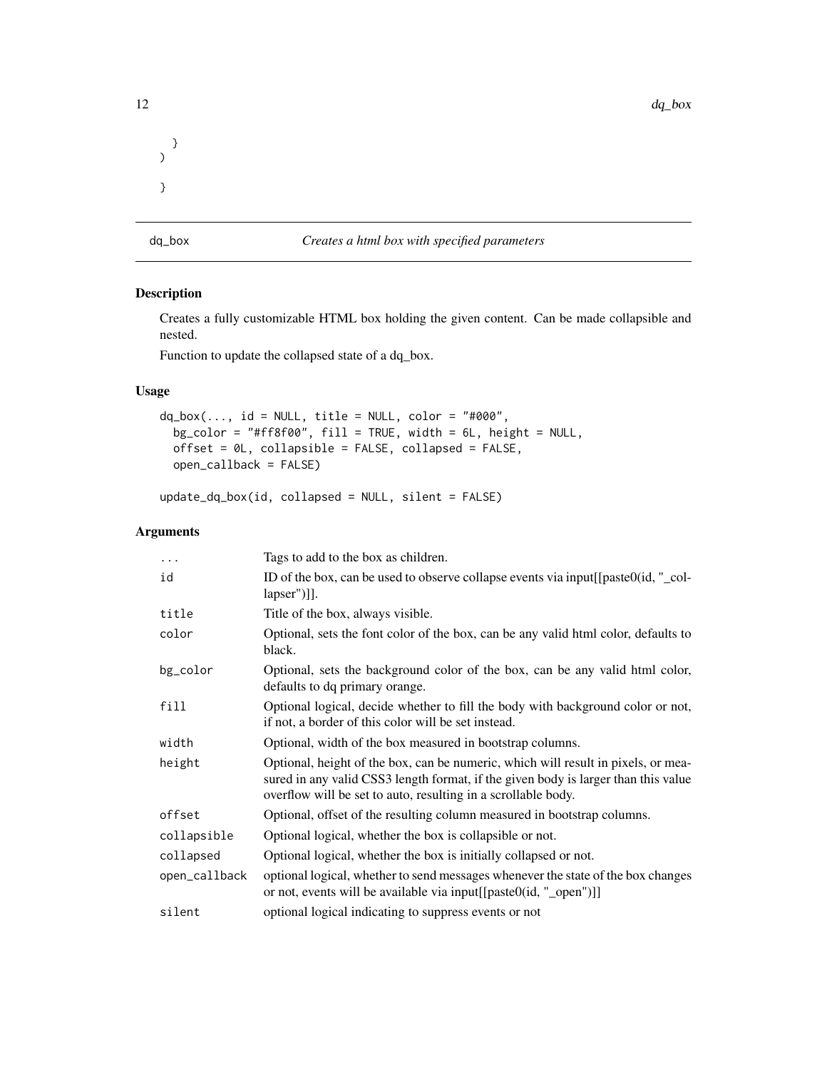```
  }
)

}
```

## dq_box — *Creates a html box with specified parameters*

### Description

Creates a fully customizable HTML box holding the given content. Can be made collapsible and nested.

Function to update the collapsed state of a dq_box.

### Usage

```
dq_box(..., id = NULL, title = NULL, color = "#000",
  bg_color = "#ff8f00", fill = TRUE, width = 6L, height = NULL,
  offset = 0L, collapsible = FALSE, collapsed = FALSE,
  open_callback = FALSE)

update_dq_box(id, collapsed = NULL, silent = FALSE)
```

### Arguments

| | |
|---|---|
| `...` | Tags to add to the box as children. |
| `id` | ID of the box, can be used to observe collapse events via input[[paste0(id, "_collapser")]]. |
| `title` | Title of the box, always visible. |
| `color` | Optional, sets the font color of the box, can be any valid html color, defaults to black. |
| `bg_color` | Optional, sets the background color of the box, can be any valid html color, defaults to dq primary orange. |
| `fill` | Optional logical, decide whether to fill the body with background color or not, if not, a border of this color will be set instead. |
| `width` | Optional, width of the box measured in bootstrap columns. |
| `height` | Optional, height of the box, can be numeric, which will result in pixels, or measured in any valid CSS3 length format, if the given body is larger than this value overflow will be set to auto, resulting in a scrollable body. |
| `offset` | Optional, offset of the resulting column measured in bootstrap columns. |
| `collapsible` | Optional logical, whether the box is collapsible or not. |
| `collapsed` | Optional logical, whether the box is initially collapsed or not. |
| `open_callback` | optional logical, whether to send messages whenever the state of the box changes or not, events will be available via input[[paste0(id, "_open")]] |
| `silent` | optional logical indicating to suppress events or not |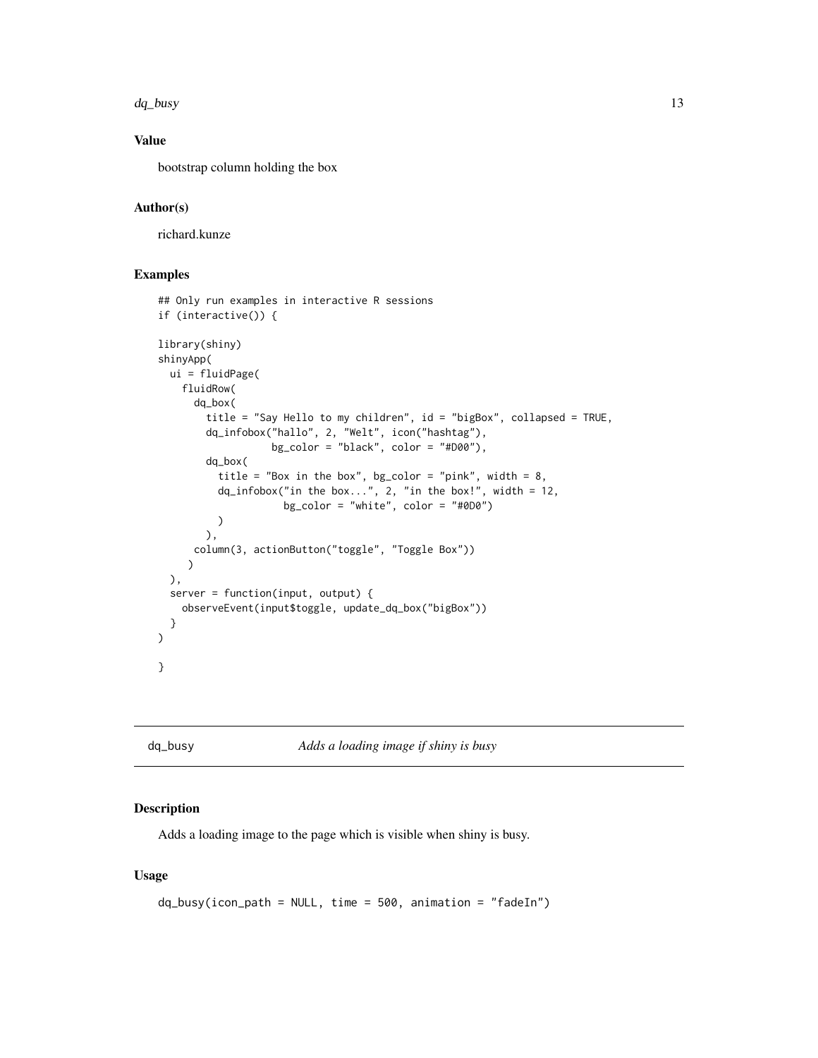### Value

bootstrap column holding the box

### Author(s)

richard.kunze

### Examples

```
## Only run examples in interactive R sessions
if (interactive()) {

library(shiny)
shinyApp(
  ui = fluidPage(
    fluidRow(
      dq_box(
        title = "Say Hello to my children", id = "bigBox", collapsed = TRUE,
        dq_infobox("hallo", 2, "Welt", icon("hashtag"),
                   bg_color = "black", color = "#D00"),
        dq_box(
          title = "Box in the box", bg_color = "pink", width = 8,
          dq_infobox("in the box...", 2, "in the box!", width = 12,
                     bg_color = "white", color = "#0D0")
          )
        ),
      column(3, actionButton("toggle", "Toggle Box"))
     )
  ),
  server = function(input, output) {
    observeEvent(input$toggle, update_dq_box("bigBox"))
  }
)

}
```

## dq_busy *Adds a loading image if shiny is busy*

### Description

Adds a loading image to the page which is visible when shiny is busy.

### Usage

```
dq_busy(icon_path = NULL, time = 500, animation = "fadeIn")
```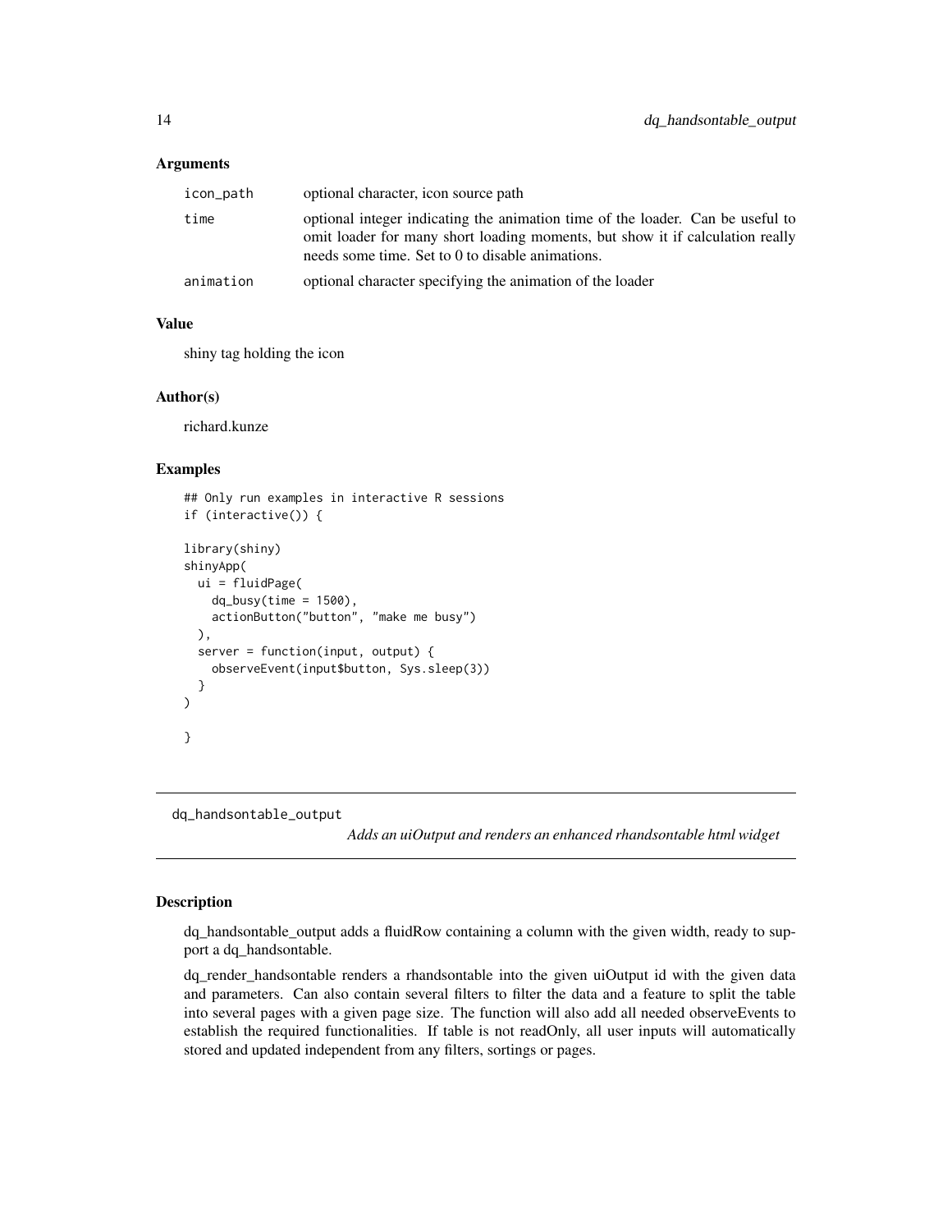### Arguments

| | |
|---|---|
| `icon_path` | optional character, icon source path |
| `time` | optional integer indicating the animation time of the loader. Can be useful to omit loader for many short loading moments, but show it if calculation really needs some time. Set to 0 to disable animations. |
| `animation` | optional character specifying the animation of the loader |

### Value

shiny tag holding the icon

### Author(s)

richard.kunze

### Examples

```
## Only run examples in interactive R sessions
if (interactive()) {

library(shiny)
shinyApp(
  ui = fluidPage(
    dq_busy(time = 1500),
    actionButton("button", "make me busy")
  ),
  server = function(input, output) {
    observeEvent(input$button, Sys.sleep(3))
  }
)

}
```

---

## dq_handsontable_output

*Adds an uiOutput and renders an enhanced rhandsontable html widget*

---

### Description

dq_handsontable_output adds a fluidRow containing a column with the given width, ready to support a dq_handsontable.

dq_render_handsontable renders a rhandsontable into the given uiOutput id with the given data and parameters. Can also contain several filters to filter the data and a feature to split the table into several pages with a given page size. The function will also add all needed observeEvents to establish the required functionalities. If table is not readOnly, all user inputs will automatically stored and updated independent from any filters, sortings or pages.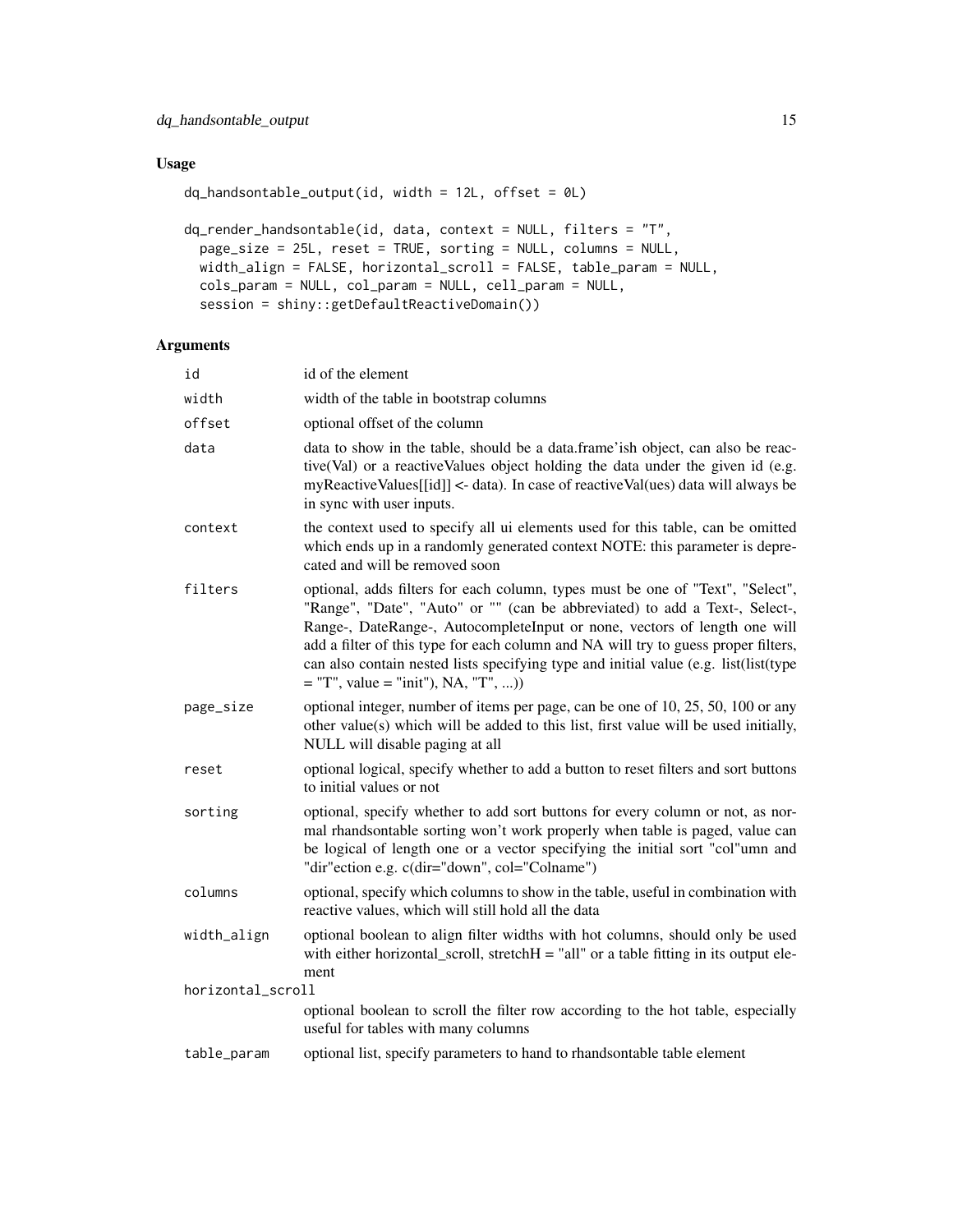## Usage

```
dq_handsontable_output(id, width = 12L, offset = 0L)

dq_render_handsontable(id, data, context = NULL, filters = "T",
  page_size = 25L, reset = TRUE, sorting = NULL, columns = NULL,
  width_align = FALSE, horizontal_scroll = FALSE, table_param = NULL,
  cols_param = NULL, col_param = NULL, cell_param = NULL,
  session = shiny::getDefaultReactiveDomain())
```

## Arguments

| | |
|---|---|
| `id` | id of the element |
| `width` | width of the table in bootstrap columns |
| `offset` | optional offset of the column |
| `data` | data to show in the table, should be a data.frame'ish object, can also be reactive(Val) or a reactiveValues object holding the data under the given id (e.g. myReactiveValues[[id]] <- data). In case of reactiveVal(ues) data will always be in sync with user inputs. |
| `context` | the context used to specify all ui elements used for this table, can be omitted which ends up in a randomly generated context NOTE: this parameter is deprecated and will be removed soon |
| `filters` | optional, adds filters for each column, types must be one of "Text", "Select", "Range", "Date", "Auto" or "" (can be abbreviated) to add a Text-, Select-, Range-, DateRange-, AutocompleteInput or none, vectors of length one will add a filter of this type for each column and NA will try to guess proper filters, can also contain nested lists specifying type and initial value (e.g. list(list(type = "T", value = "init"), NA, "T", ...)) |
| `page_size` | optional integer, number of items per page, can be one of 10, 25, 50, 100 or any other value(s) which will be added to this list, first value will be used initially, NULL will disable paging at all |
| `reset` | optional logical, specify whether to add a button to reset filters and sort buttons to initial values or not |
| `sorting` | optional, specify whether to add sort buttons for every column or not, as normal rhandsontable sorting won't work properly when table is paged, value can be logical of length one or a vector specifying the initial sort "col"umn and "dir"ection e.g. c(dir="down", col="Colname") |
| `columns` | optional, specify which columns to show in the table, useful in combination with reactive values, which will still hold all the data |
| `width_align` | optional boolean to align filter widths with hot columns, should only be used with either horizontal_scroll, stretchH = "all" or a table fitting in its output element |
| `horizontal_scroll` | optional boolean to scroll the filter row according to the hot table, especially useful for tables with many columns |
| `table_param` | optional list, specify parameters to hand to rhandsontable table element |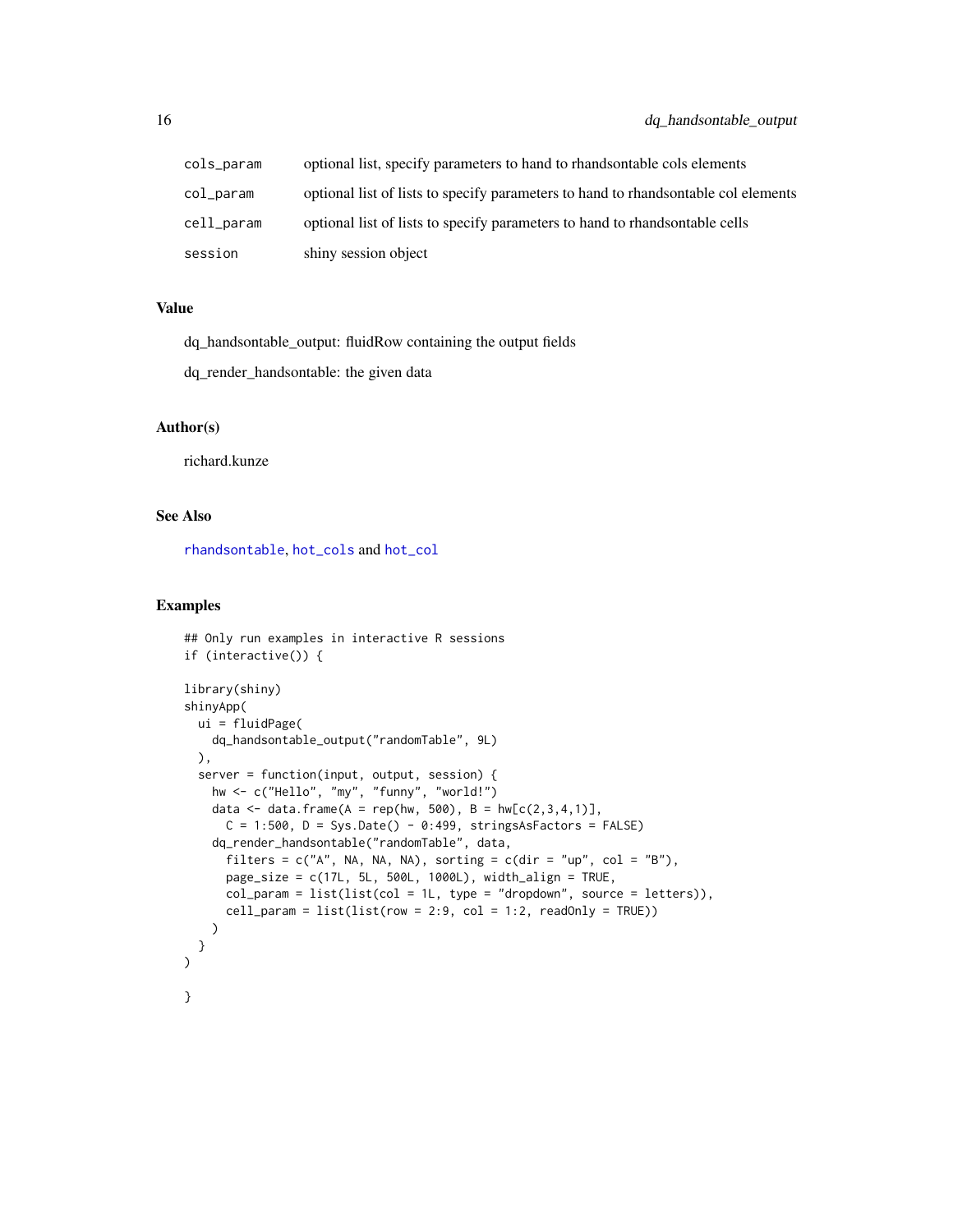| | |
|---|---|
| cols_param | optional list, specify parameters to hand to rhandsontable cols elements |
| col_param | optional list of lists to specify parameters to hand to rhandsontable col elements |
| cell_param | optional list of lists to specify parameters to hand to rhandsontable cells |
| session | shiny session object |

## Value

dq_handsontable_output: fluidRow containing the output fields

dq_render_handsontable: the given data

## Author(s)

richard.kunze

## See Also

rhandsontable, hot_cols and hot_col

## Examples

```
## Only run examples in interactive R sessions
if (interactive()) {

library(shiny)
shinyApp(
  ui = fluidPage(
    dq_handsontable_output("randomTable", 9L)
  ),
  server = function(input, output, session) {
    hw <- c("Hello", "my", "funny", "world!")
    data <- data.frame(A = rep(hw, 500), B = hw[c(2,3,4,1)],
      C = 1:500, D = Sys.Date() - 0:499, stringsAsFactors = FALSE)
    dq_render_handsontable("randomTable", data,
      filters = c("A", NA, NA, NA), sorting = c(dir = "up", col = "B"),
      page_size = c(17L, 5L, 500L, 1000L), width_align = TRUE,
      col_param = list(list(col = 1L, type = "dropdown", source = letters)),
      cell_param = list(list(row = 2:9, col = 1:2, readOnly = TRUE))
    )
  }
)

}
```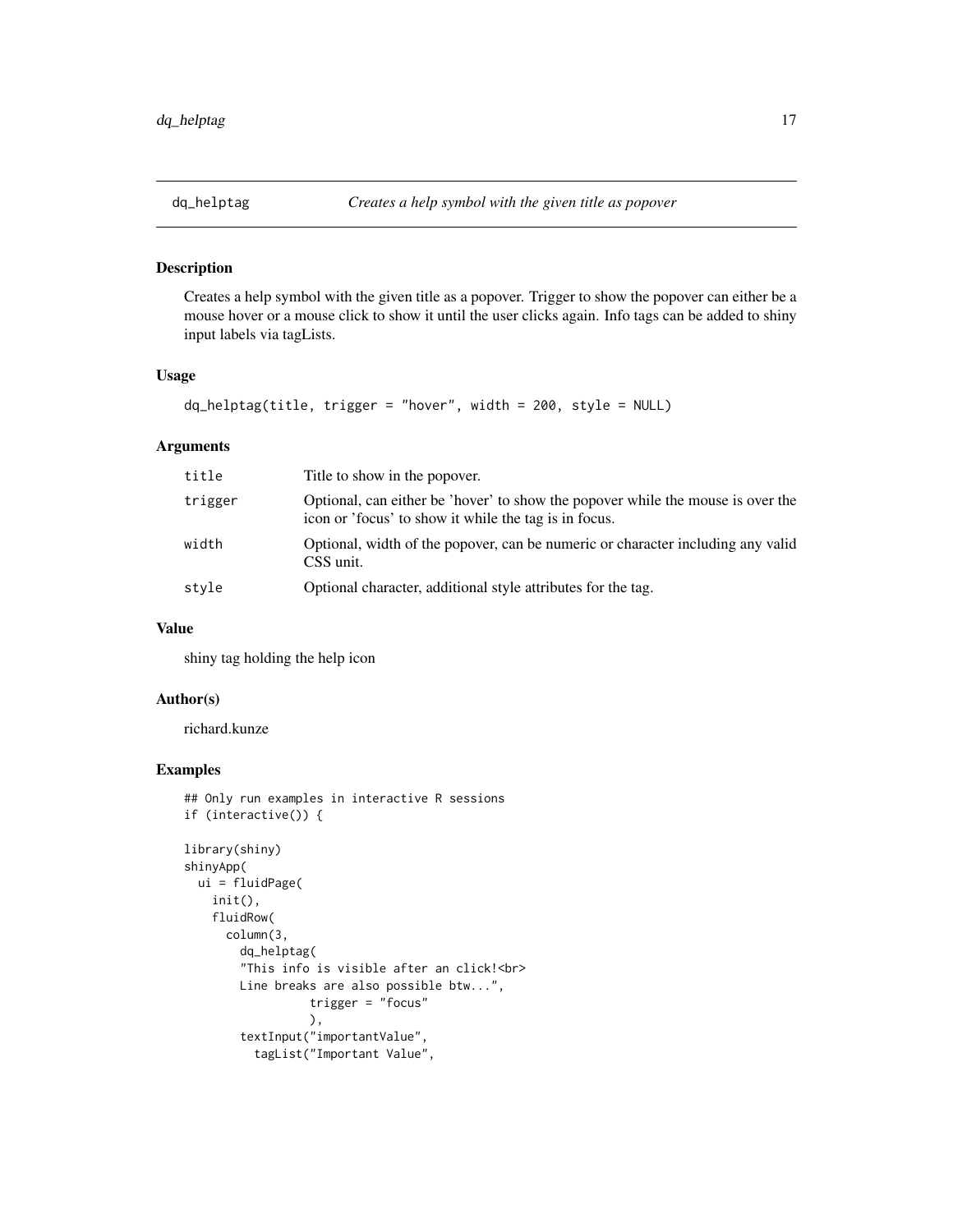## dq_helptag — *Creates a help symbol with the given title as popover*

### Description

Creates a help symbol with the given title as a popover. Trigger to show the popover can either be a mouse hover or a mouse click to show it until the user clicks again. Info tags can be added to shiny input labels via tagLists.

### Usage

```
dq_helptag(title, trigger = "hover", width = 200, style = NULL)
```

### Arguments

| | |
|---|---|
| `title` | Title to show in the popover. |
| `trigger` | Optional, can either be 'hover' to show the popover while the mouse is over the icon or 'focus' to show it while the tag is in focus. |
| `width` | Optional, width of the popover, can be numeric or character including any valid CSS unit. |
| `style` | Optional character, additional style attributes for the tag. |

### Value

shiny tag holding the help icon

### Author(s)

richard.kunze

### Examples

```
## Only run examples in interactive R sessions
if (interactive()) {

library(shiny)
shinyApp(
  ui = fluidPage(
    init(),
    fluidRow(
      column(3,
        dq_helptag(
        "This info is visible after an click!<br>
        Line breaks are also possible btw...",
                  trigger = "focus"
                  ),
        textInput("importantValue",
          tagList("Important Value",
```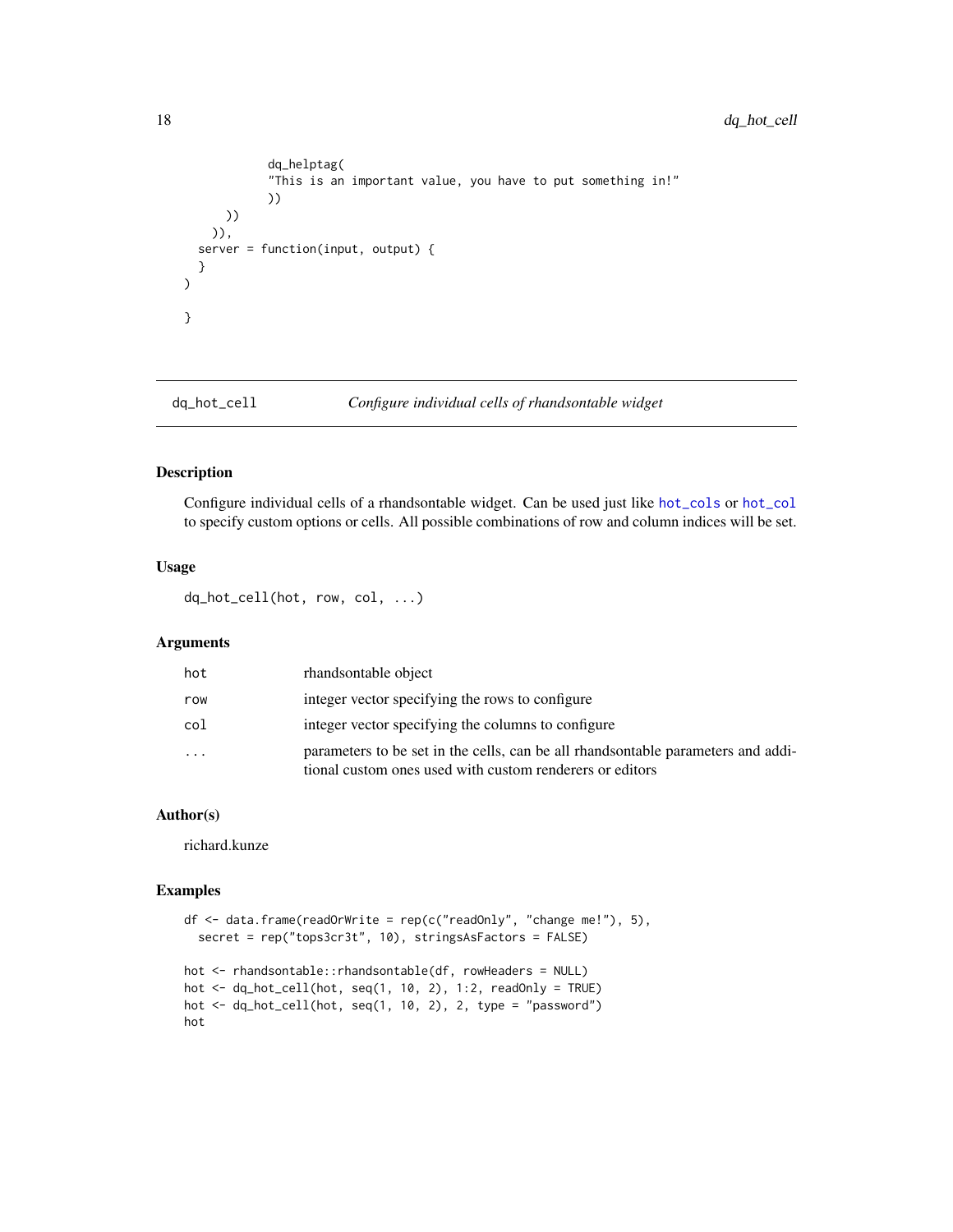```
            dq_helptag(
            "This is an important value, you have to put something in!"
            ))
      ))
    )),
  server = function(input, output) {
  }
)

}
```

## dq_hot_cell *Configure individual cells of rhandsontable widget*

### Description

Configure individual cells of a rhandsontable widget. Can be used just like hot_cols or hot_col to specify custom options or cells. All possible combinations of row and column indices will be set.

### Usage

```
dq_hot_cell(hot, row, col, ...)
```

### Arguments

| | |
|---|---|
| hot | rhandsontable object |
| row | integer vector specifying the rows to configure |
| col | integer vector specifying the columns to configure |
| ... | parameters to be set in the cells, can be all rhandsontable parameters and additional custom ones used with custom renderers or editors |

### Author(s)

richard.kunze

### Examples

```
df <- data.frame(readOrWrite = rep(c("readOnly", "change me!"), 5),
  secret = rep("tops3cr3t", 10), stringsAsFactors = FALSE)

hot <- rhandsontable::rhandsontable(df, rowHeaders = NULL)
hot <- dq_hot_cell(hot, seq(1, 10, 2), 1:2, readOnly = TRUE)
hot <- dq_hot_cell(hot, seq(1, 10, 2), 2, type = "password")
hot
```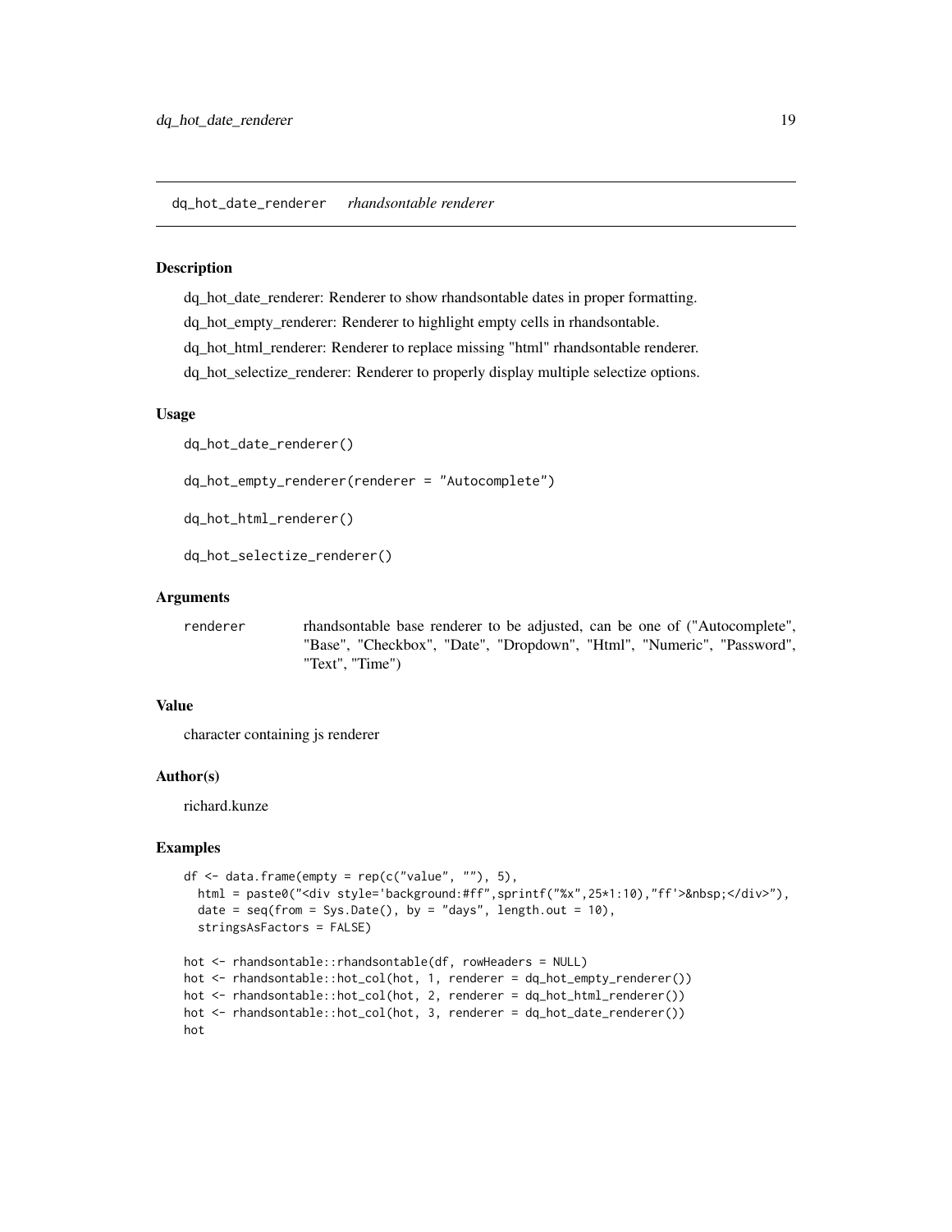## dq_hot_date_renderer *rhandsontable renderer*

### Description

dq_hot_date_renderer: Renderer to show rhandsontable dates in proper formatting.

dq_hot_empty_renderer: Renderer to highlight empty cells in rhandsontable.

dq_hot_html_renderer: Renderer to replace missing "html" rhandsontable renderer.

dq_hot_selectize_renderer: Renderer to properly display multiple selectize options.

### Usage

```
dq_hot_date_renderer()

dq_hot_empty_renderer(renderer = "Autocomplete")

dq_hot_html_renderer()

dq_hot_selectize_renderer()
```

### Arguments

| | |
|---|---|
| renderer | rhandsontable base renderer to be adjusted, can be one of ("Autocomplete", "Base", "Checkbox", "Date", "Dropdown", "Html", "Numeric", "Password", "Text", "Time") |

### Value

character containing js renderer

### Author(s)

richard.kunze

### Examples

```
df <- data.frame(empty = rep(c("value", ""), 5),
  html = paste0("<div style='background:#ff",sprintf("%x",25*1:10),"ff'>&nbsp;</div>"),
  date = seq(from = Sys.Date(), by = "days", length.out = 10),
  stringsAsFactors = FALSE)

hot <- rhandsontable::rhandsontable(df, rowHeaders = NULL)
hot <- rhandsontable::hot_col(hot, 1, renderer = dq_hot_empty_renderer())
hot <- rhandsontable::hot_col(hot, 2, renderer = dq_hot_html_renderer())
hot <- rhandsontable::hot_col(hot, 3, renderer = dq_hot_date_renderer())
hot
```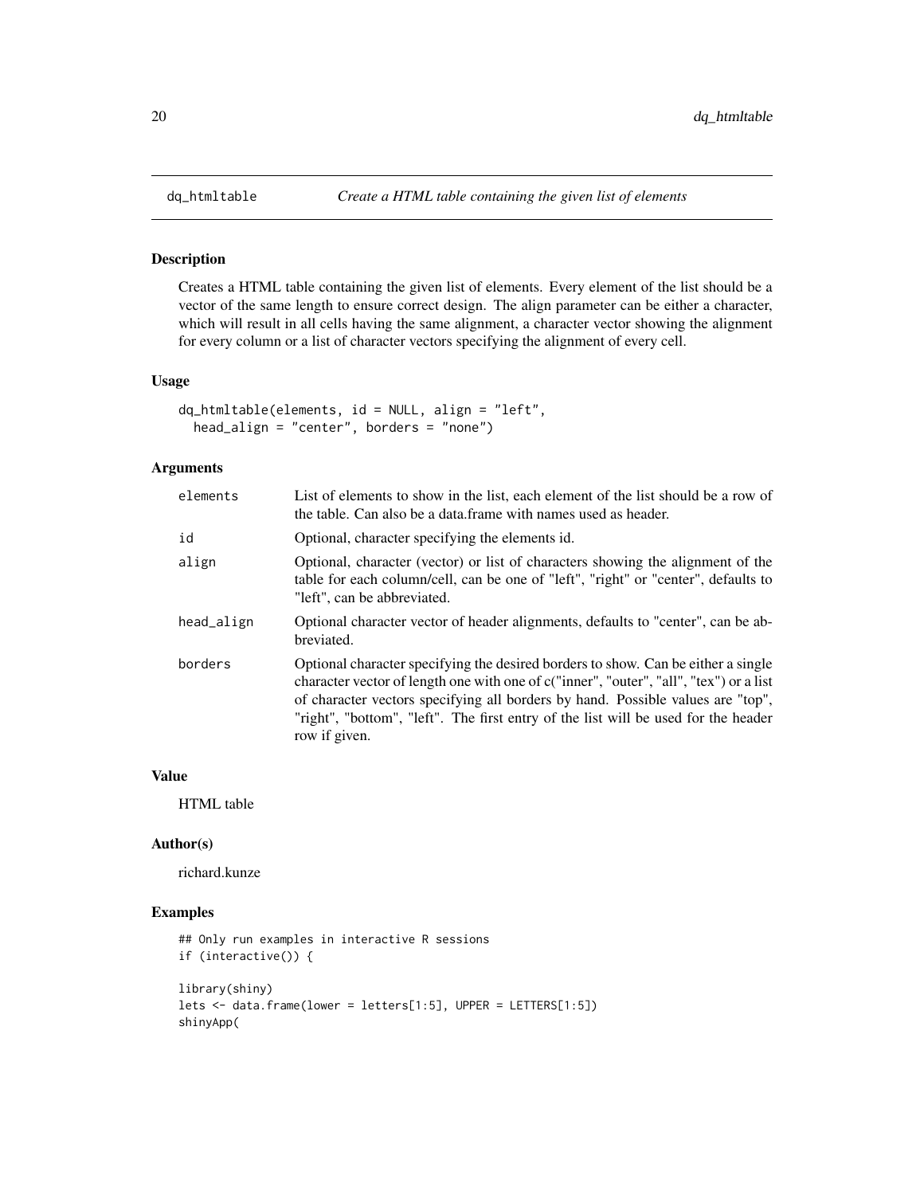# dq_htmltable — *Create a HTML table containing the given list of elements*

## Description

Creates a HTML table containing the given list of elements. Every element of the list should be a vector of the same length to ensure correct design. The align parameter can be either a character, which will result in all cells having the same alignment, a character vector showing the alignment for every column or a list of character vectors specifying the alignment of every cell.

## Usage

```
dq_htmltable(elements, id = NULL, align = "left",
  head_align = "center", borders = "none")
```

## Arguments

| | |
|---|---|
| `elements` | List of elements to show in the list, each element of the list should be a row of the table. Can also be a data.frame with names used as header. |
| `id` | Optional, character specifying the elements id. |
| `align` | Optional, character (vector) or list of characters showing the alignment of the table for each column/cell, can be one of "left", "right" or "center", defaults to "left", can be abbreviated. |
| `head_align` | Optional character vector of header alignments, defaults to "center", can be abbreviated. |
| `borders` | Optional character specifying the desired borders to show. Can be either a single character vector of length one with one of c("inner", "outer", "all", "tex") or a list of character vectors specifying all borders by hand. Possible values are "top", "right", "bottom", "left". The first entry of the list will be used for the header row if given. |

## Value

HTML table

## Author(s)

richard.kunze

## Examples

```
## Only run examples in interactive R sessions
if (interactive()) {

library(shiny)
lets <- data.frame(lower = letters[1:5], UPPER = LETTERS[1:5])
shinyApp(
```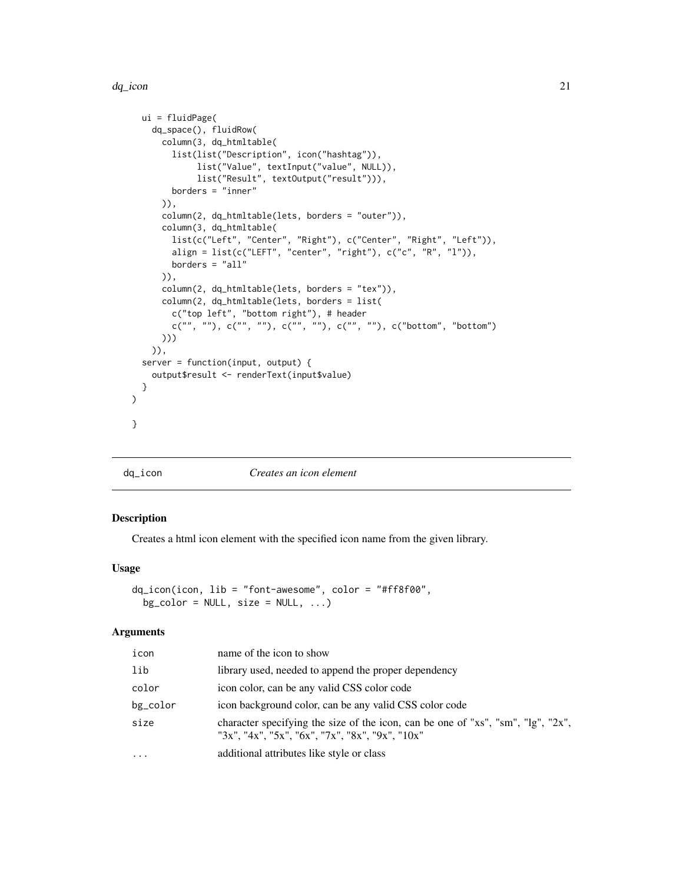```
  ui = fluidPage(
    dq_space(), fluidRow(
      column(3, dq_htmltable(
        list(list("Description", icon("hashtag")),
             list("Value", textInput("value", NULL)),
             list("Result", textOutput("result"))),
        borders = "inner"
      )),
      column(2, dq_htmltable(lets, borders = "outer")),
      column(3, dq_htmltable(
        list(c("Left", "Center", "Right"), c("Center", "Right", "Left")),
        align = list(c("LEFT", "center", "right"), c("c", "R", "l")),
        borders = "all"
      )),
      column(2, dq_htmltable(lets, borders = "tex")),
      column(2, dq_htmltable(lets, borders = list(
        c("top left", "bottom right"), # header
        c("", ""), c("", ""), c("", ""), c("", ""), c("bottom", "bottom")
      )))
    )),
  server = function(input, output) {
    output$result <- renderText(input$value)
  }
)

}
```

## dq_icon — *Creates an icon element*

### Description

Creates a html icon element with the specified icon name from the given library.

### Usage

```
dq_icon(icon, lib = "font-awesome", color = "#ff8f00",
  bg_color = NULL, size = NULL, ...)
```

### Arguments

| | |
|---|---|
| icon | name of the icon to show |
| lib | library used, needed to append the proper dependency |
| color | icon color, can be any valid CSS color code |
| bg_color | icon background color, can be any valid CSS color code |
| size | character specifying the size of the icon, can be one of "xs", "sm", "lg", "2x", "3x", "4x", "5x", "6x", "7x", "8x", "9x", "10x" |
| ... | additional attributes like style or class |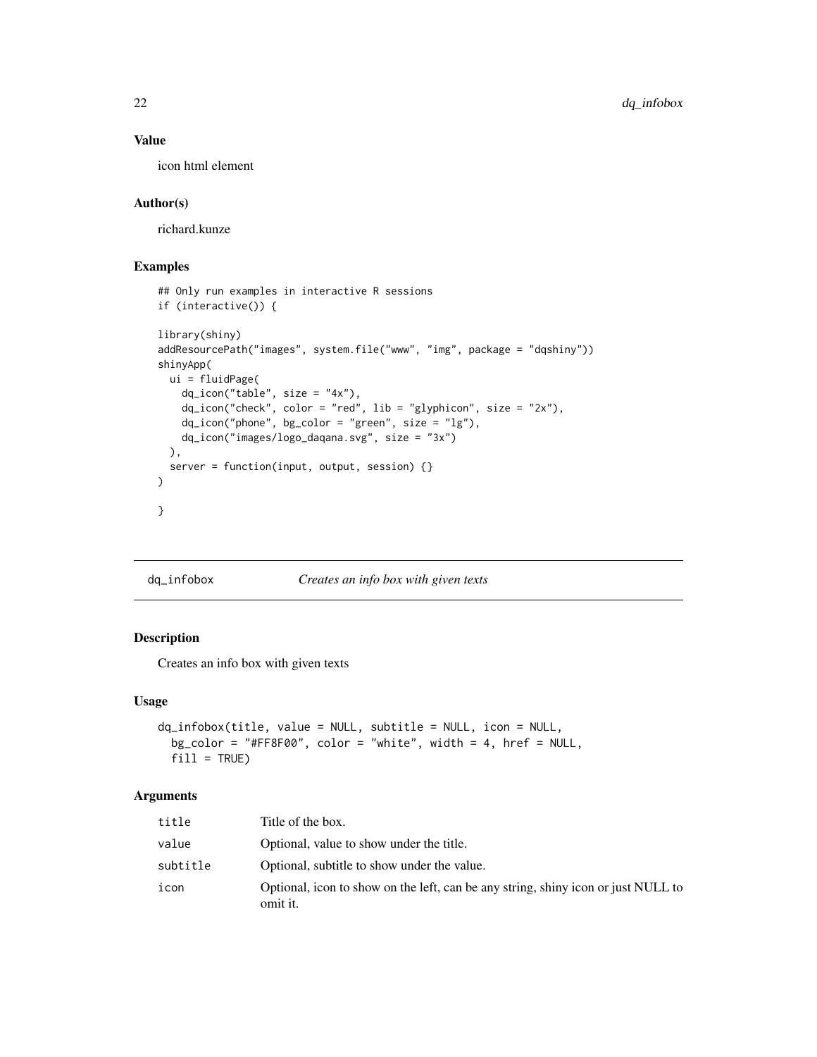## Value

icon html element

## Author(s)

richard.kunze

## Examples

```
## Only run examples in interactive R sessions
if (interactive()) {

library(shiny)
addResourcePath("images", system.file("www", "img", package = "dqshiny"))
shinyApp(
  ui = fluidPage(
    dq_icon("table", size = "4x"),
    dq_icon("check", color = "red", lib = "glyphicon", size = "2x"),
    dq_icon("phone", bg_color = "green", size = "lg"),
    dq_icon("images/logo_daqana.svg", size = "3x")
  ),
  server = function(input, output, session) {}
)

}
```

---

# dq_infobox — *Creates an info box with given texts*

## Description

Creates an info box with given texts

## Usage

```
dq_infobox(title, value = NULL, subtitle = NULL, icon = NULL,
  bg_color = "#FF8F00", color = "white", width = 4, href = NULL,
  fill = TRUE)
```

## Arguments

| | |
|---|---|
| title | Title of the box. |
| value | Optional, value to show under the title. |
| subtitle | Optional, subtitle to show under the value. |
| icon | Optional, icon to show on the left, can be any string, shiny icon or just NULL to omit it. |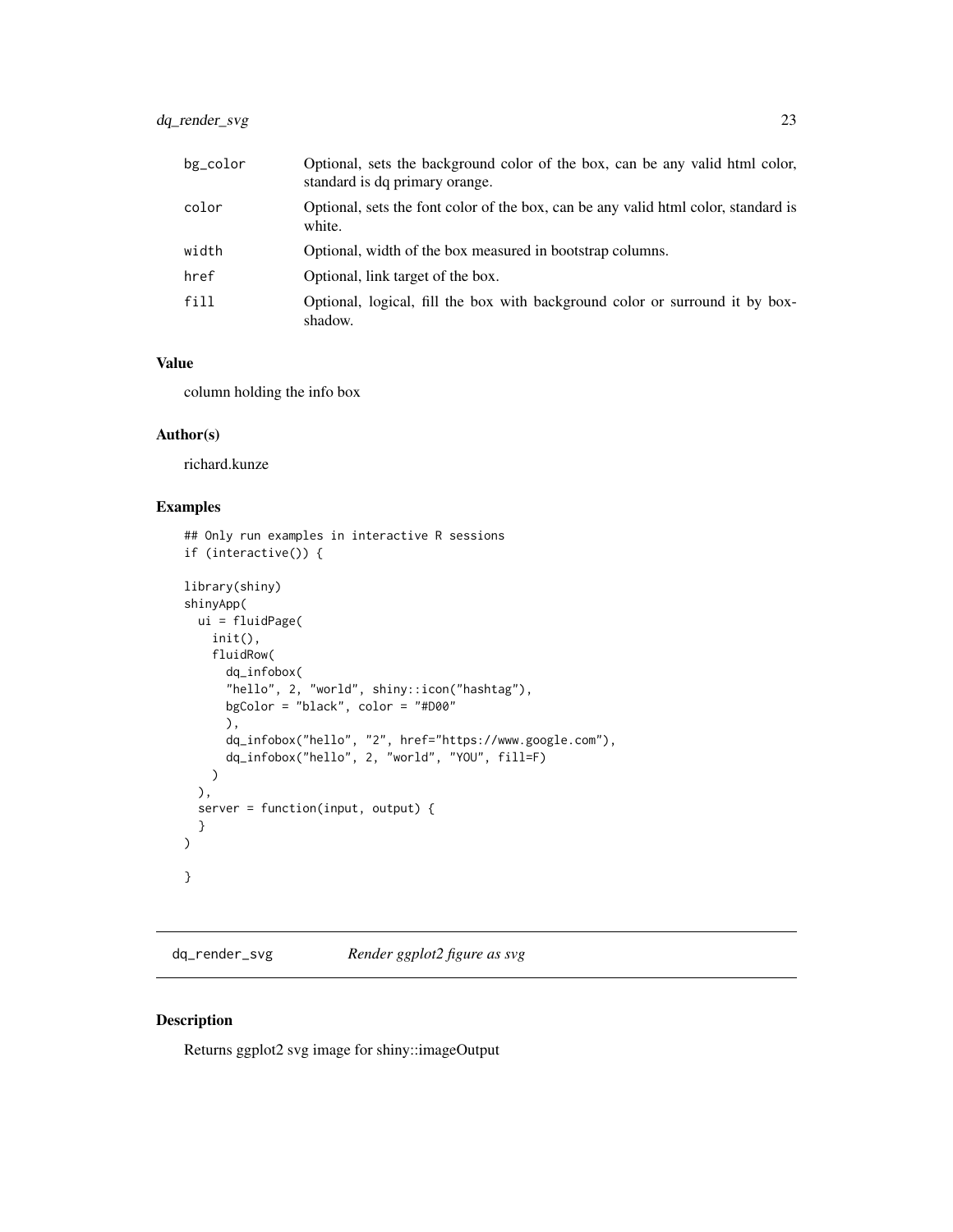| | |
|---|---|
| bg_color | Optional, sets the background color of the box, can be any valid html color, standard is dq primary orange. |
| color | Optional, sets the font color of the box, can be any valid html color, standard is white. |
| width | Optional, width of the box measured in bootstrap columns. |
| href | Optional, link target of the box. |
| fill | Optional, logical, fill the box with background color or surround it by box-shadow. |

### Value

column holding the info box

### Author(s)

richard.kunze

### Examples

```
## Only run examples in interactive R sessions
if (interactive()) {

library(shiny)
shinyApp(
  ui = fluidPage(
    init(),
    fluidRow(
      dq_infobox(
      "hello", 2, "world", shiny::icon("hashtag"),
      bgColor = "black", color = "#D00"
      ),
      dq_infobox("hello", "2", href="https://www.google.com"),
      dq_infobox("hello", 2, "world", "YOU", fill=F)
    )
  ),
  server = function(input, output) {
  }
)

}
```

---

## dq_render_svg *Render ggplot2 figure as svg*

### Description

Returns ggplot2 svg image for shiny::imageOutput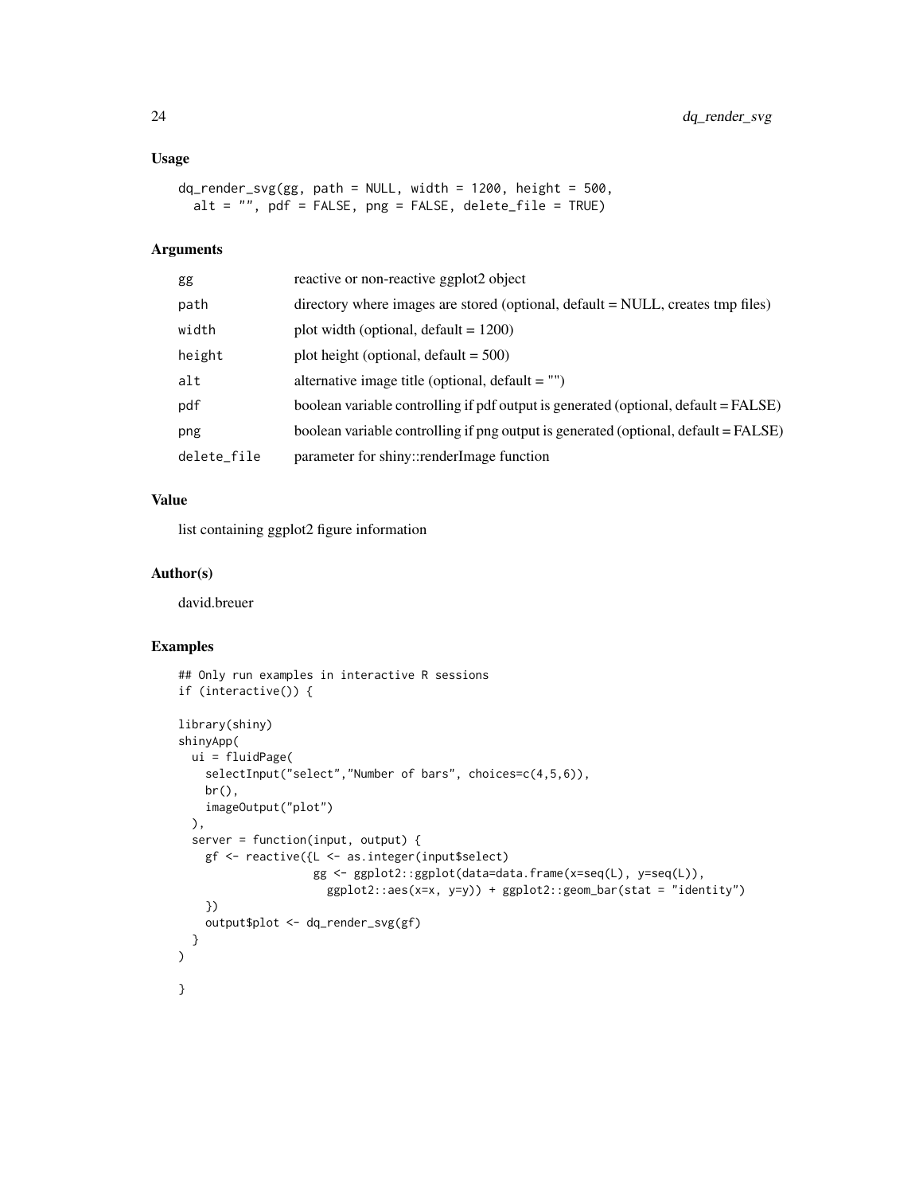## Usage

```
dq_render_svg(gg, path = NULL, width = 1200, height = 500,
  alt = "", pdf = FALSE, png = FALSE, delete_file = TRUE)
```

## Arguments

| | |
|---|---|
| gg | reactive or non-reactive ggplot2 object |
| path | directory where images are stored (optional, default = NULL, creates tmp files) |
| width | plot width (optional, default = 1200) |
| height | plot height (optional, default = 500) |
| alt | alternative image title (optional, default = "") |
| pdf | boolean variable controlling if pdf output is generated (optional, default = FALSE) |
| png | boolean variable controlling if png output is generated (optional, default = FALSE) |
| delete_file | parameter for shiny::renderImage function |

## Value

list containing ggplot2 figure information

## Author(s)

david.breuer

## Examples

```
## Only run examples in interactive R sessions
if (interactive()) {

library(shiny)
shinyApp(
  ui = fluidPage(
    selectInput("select","Number of bars", choices=c(4,5,6)),
    br(),
    imageOutput("plot")
  ),
  server = function(input, output) {
    gf <- reactive({L <- as.integer(input$select)
                    gg <- ggplot2::ggplot(data=data.frame(x=seq(L), y=seq(L)),
                      ggplot2::aes(x=x, y=y)) + ggplot2::geom_bar(stat = "identity")
    })
    output$plot <- dq_render_svg(gf)
  }
)

}
```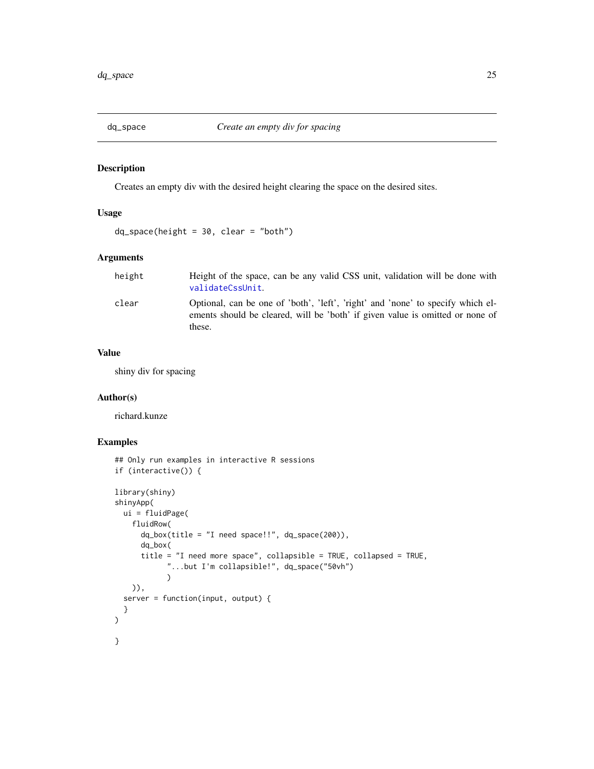## dq_space *Create an empty div for spacing*

### Description

Creates an empty div with the desired height clearing the space on the desired sites.

### Usage

```
dq_space(height = 30, clear = "both")
```

### Arguments

| | |
|---|---|
| height | Height of the space, can be any valid CSS unit, validation will be done with validateCssUnit. |
| clear | Optional, can be one of 'both', 'left', 'right' and 'none' to specify which elements should be cleared, will be 'both' if given value is omitted or none of these. |

### Value

shiny div for spacing

### Author(s)

richard.kunze

### Examples

```
## Only run examples in interactive R sessions
if (interactive()) {

library(shiny)
shinyApp(
  ui = fluidPage(
    fluidRow(
      dq_box(title = "I need space!!", dq_space(200)),
      dq_box(
      title = "I need more space", collapsible = TRUE, collapsed = TRUE,
            "...but I'm collapsible!", dq_space("50vh")
            )
    )),
  server = function(input, output) {
  }
)

}
```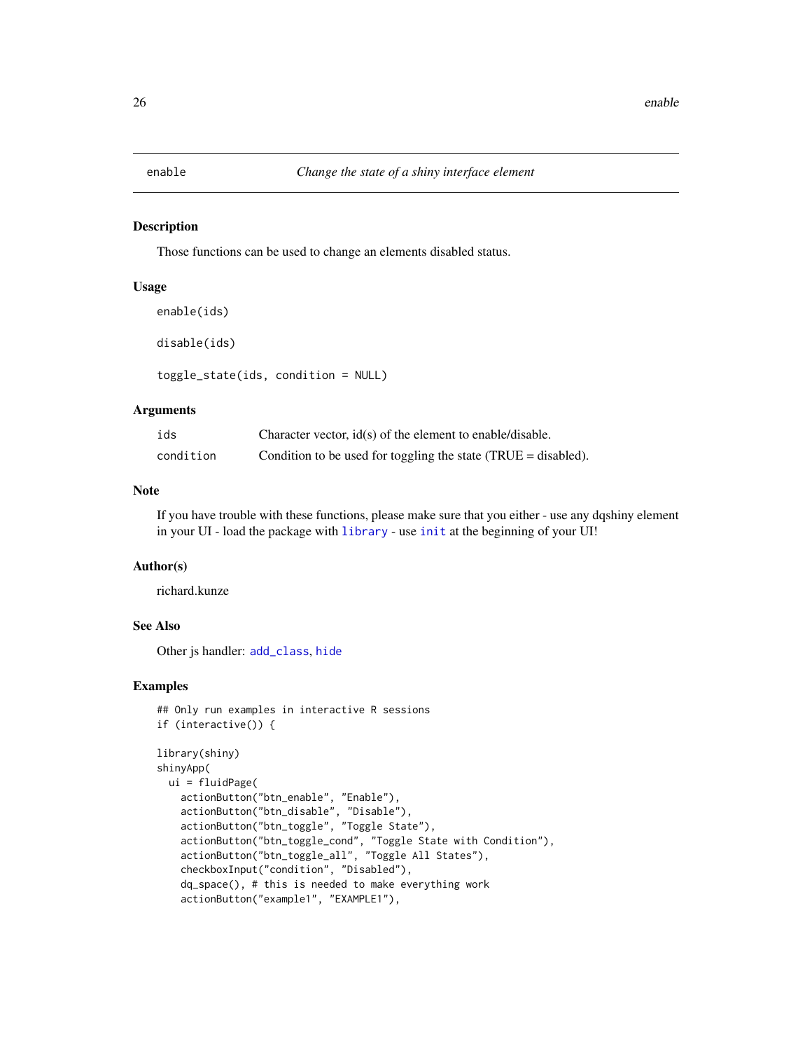## enable — *Change the state of a shiny interface element*

### Description

Those functions can be used to change an elements disabled status.

### Usage

```
enable(ids)

disable(ids)

toggle_state(ids, condition = NULL)
```

### Arguments

| | |
|---|---|
| ids | Character vector, id(s) of the element to enable/disable. |
| condition | Condition to be used for toggling the state (TRUE = disabled). |

### Note

If you have trouble with these functions, please make sure that you either - use any dqshiny element in your UI - load the package with `library` - use `init` at the beginning of your UI!

### Author(s)

richard.kunze

### See Also

Other js handler: `add_class`, `hide`

### Examples

```
## Only run examples in interactive R sessions
if (interactive()) {

library(shiny)
shinyApp(
  ui = fluidPage(
    actionButton("btn_enable", "Enable"),
    actionButton("btn_disable", "Disable"),
    actionButton("btn_toggle", "Toggle State"),
    actionButton("btn_toggle_cond", "Toggle State with Condition"),
    actionButton("btn_toggle_all", "Toggle All States"),
    checkboxInput("condition", "Disabled"),
    dq_space(), # this is needed to make everything work
    actionButton("example1", "EXAMPLE1"),
```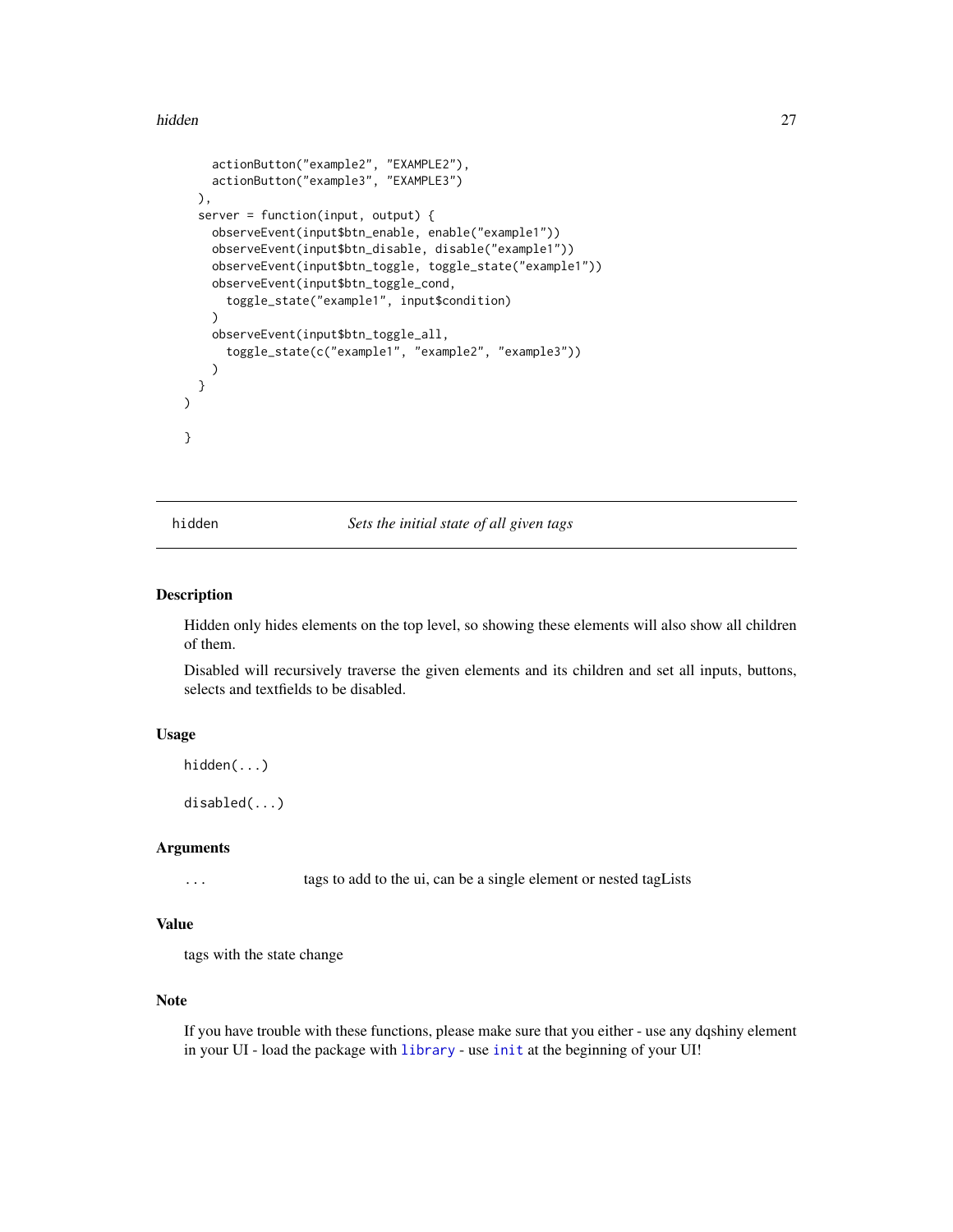```
    actionButton("example2", "EXAMPLE2"),
    actionButton("example3", "EXAMPLE3")
  ),
  server = function(input, output) {
    observeEvent(input$btn_enable, enable("example1"))
    observeEvent(input$btn_disable, disable("example1"))
    observeEvent(input$btn_toggle, toggle_state("example1"))
    observeEvent(input$btn_toggle_cond,
      toggle_state("example1", input$condition)
    )
    observeEvent(input$btn_toggle_all,
      toggle_state(c("example1", "example2", "example3"))
    )
  }
)

}
```

## hidden — *Sets the initial state of all given tags*

### Description

Hidden only hides elements on the top level, so showing these elements will also show all children of them.

Disabled will recursively traverse the given elements and its children and set all inputs, buttons, selects and textfields to be disabled.

### Usage

```
hidden(...)

disabled(...)
```

### Arguments

| | |
|---|---|
| ... | tags to add to the ui, can be a single element or nested tagLists |

### Value

tags with the state change

### Note

If you have trouble with these functions, please make sure that you either - use any dqshiny element in your UI - load the package with `library` - use `init` at the beginning of your UI!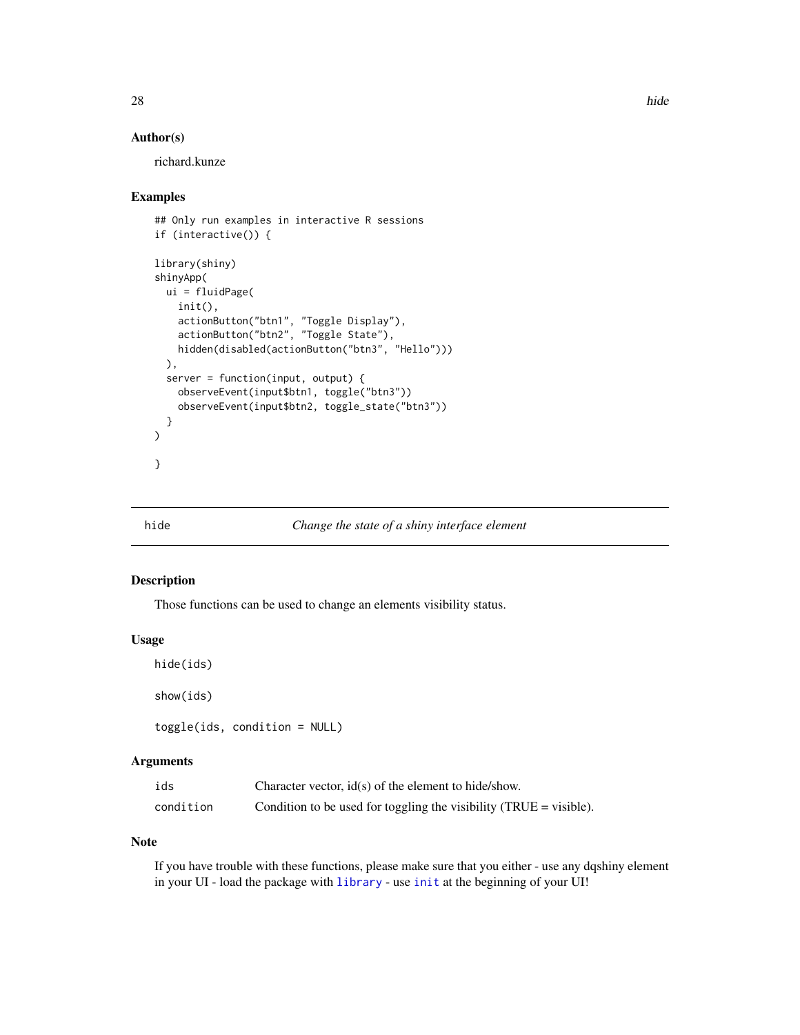## Author(s)

richard.kunze

## Examples

```
## Only run examples in interactive R sessions
if (interactive()) {

library(shiny)
shinyApp(
  ui = fluidPage(
    init(),
    actionButton("btn1", "Toggle Display"),
    actionButton("btn2", "Toggle State"),
    hidden(disabled(actionButton("btn3", "Hello")))
  ),
  server = function(input, output) {
    observeEvent(input$btn1, toggle("btn3"))
    observeEvent(input$btn2, toggle_state("btn3"))
  }
)

}
```

---

# hide — *Change the state of a shiny interface element*

---

## Description

Those functions can be used to change an elements visibility status.

## Usage

```
hide(ids)

show(ids)

toggle(ids, condition = NULL)
```

## Arguments

| | |
|---|---|
| `ids` | Character vector, id(s) of the element to hide/show. |
| `condition` | Condition to be used for toggling the visibility (TRUE = visible). |

## Note

If you have trouble with these functions, please make sure that you either - use any dqshiny element in your UI - load the package with `library` - use `init` at the beginning of your UI!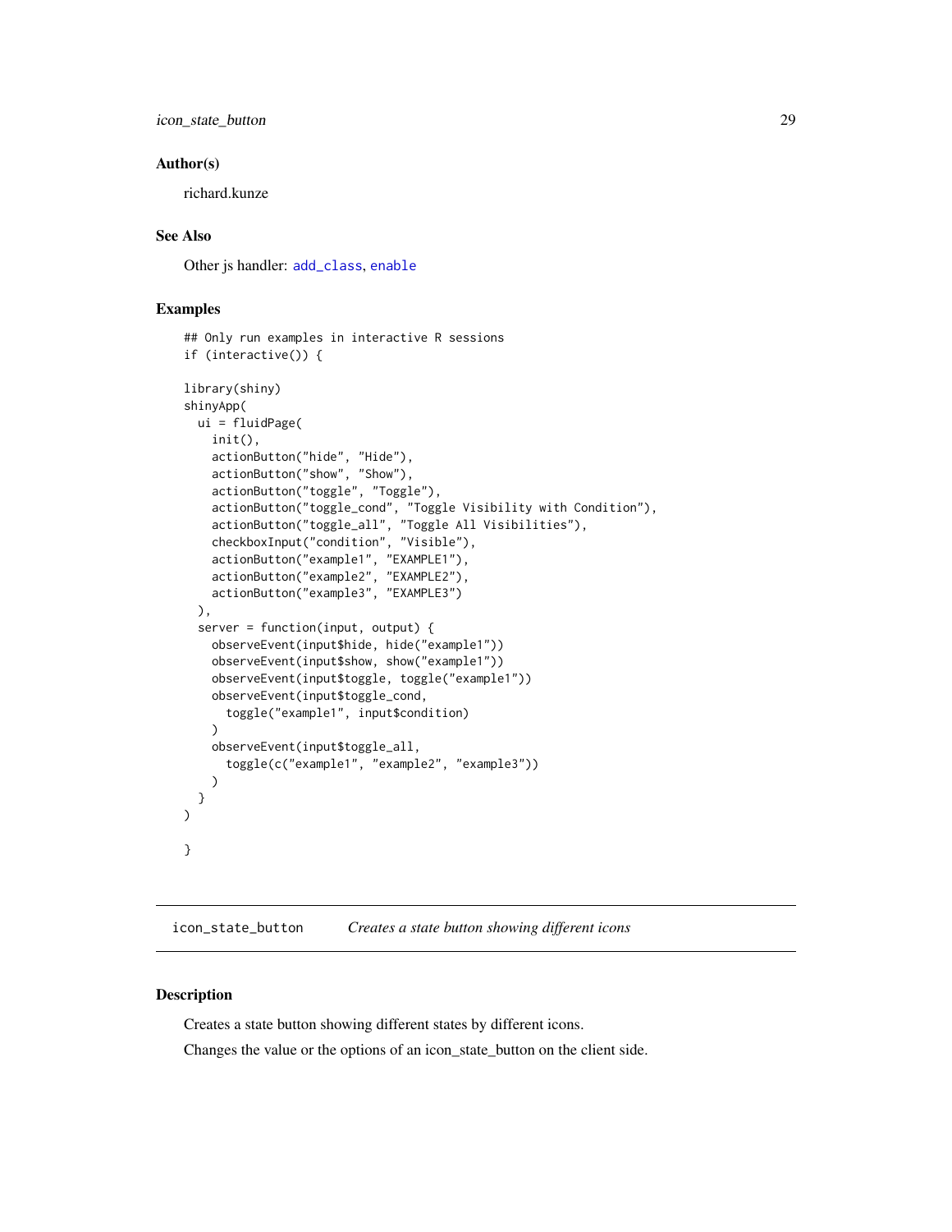### Author(s)

richard.kunze

### See Also

Other js handler: `add_class`, `enable`

### Examples

```
## Only run examples in interactive R sessions
if (interactive()) {

library(shiny)
shinyApp(
  ui = fluidPage(
    init(),
    actionButton("hide", "Hide"),
    actionButton("show", "Show"),
    actionButton("toggle", "Toggle"),
    actionButton("toggle_cond", "Toggle Visibility with Condition"),
    actionButton("toggle_all", "Toggle All Visibilities"),
    checkboxInput("condition", "Visible"),
    actionButton("example1", "EXAMPLE1"),
    actionButton("example2", "EXAMPLE2"),
    actionButton("example3", "EXAMPLE3")
  ),
  server = function(input, output) {
    observeEvent(input$hide, hide("example1"))
    observeEvent(input$show, show("example1"))
    observeEvent(input$toggle, toggle("example1"))
    observeEvent(input$toggle_cond,
      toggle("example1", input$condition)
    )
    observeEvent(input$toggle_all,
      toggle(c("example1", "example2", "example3"))
    )
  }
)

}
```

---

## `icon_state_button` *Creates a state button showing different icons*

---

### Description

Creates a state button showing different states by different icons.

Changes the value or the options of an icon_state_button on the client side.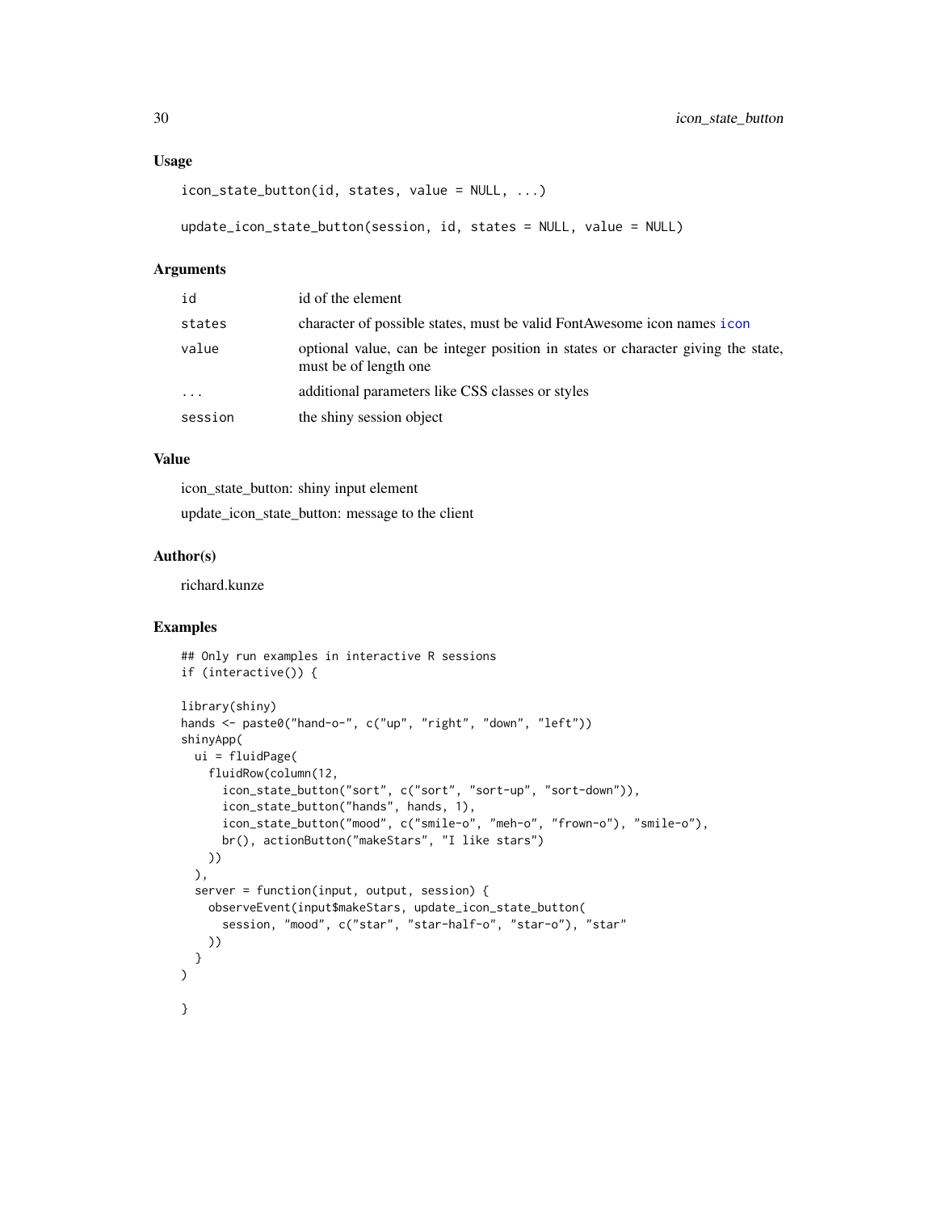### Usage

```
icon_state_button(id, states, value = NULL, ...)

update_icon_state_button(session, id, states = NULL, value = NULL)
```

### Arguments

| | |
|---|---|
| id | id of the element |
| states | character of possible states, must be valid FontAwesome icon names icon |
| value | optional value, can be integer position in states or character giving the state, must be of length one |
| ... | additional parameters like CSS classes or styles |
| session | the shiny session object |

### Value

icon_state_button: shiny input element

update_icon_state_button: message to the client

### Author(s)

richard.kunze

### Examples

```
## Only run examples in interactive R sessions
if (interactive()) {

library(shiny)
hands <- paste0("hand-o-", c("up", "right", "down", "left"))
shinyApp(
  ui = fluidPage(
    fluidRow(column(12,
      icon_state_button("sort", c("sort", "sort-up", "sort-down")),
      icon_state_button("hands", hands, 1),
      icon_state_button("mood", c("smile-o", "meh-o", "frown-o"), "smile-o"),
      br(), actionButton("makeStars", "I like stars")
    ))
  ),
  server = function(input, output, session) {
    observeEvent(input$makeStars, update_icon_state_button(
      session, "mood", c("star", "star-half-o", "star-o"), "star"
    ))
  }
)

}
```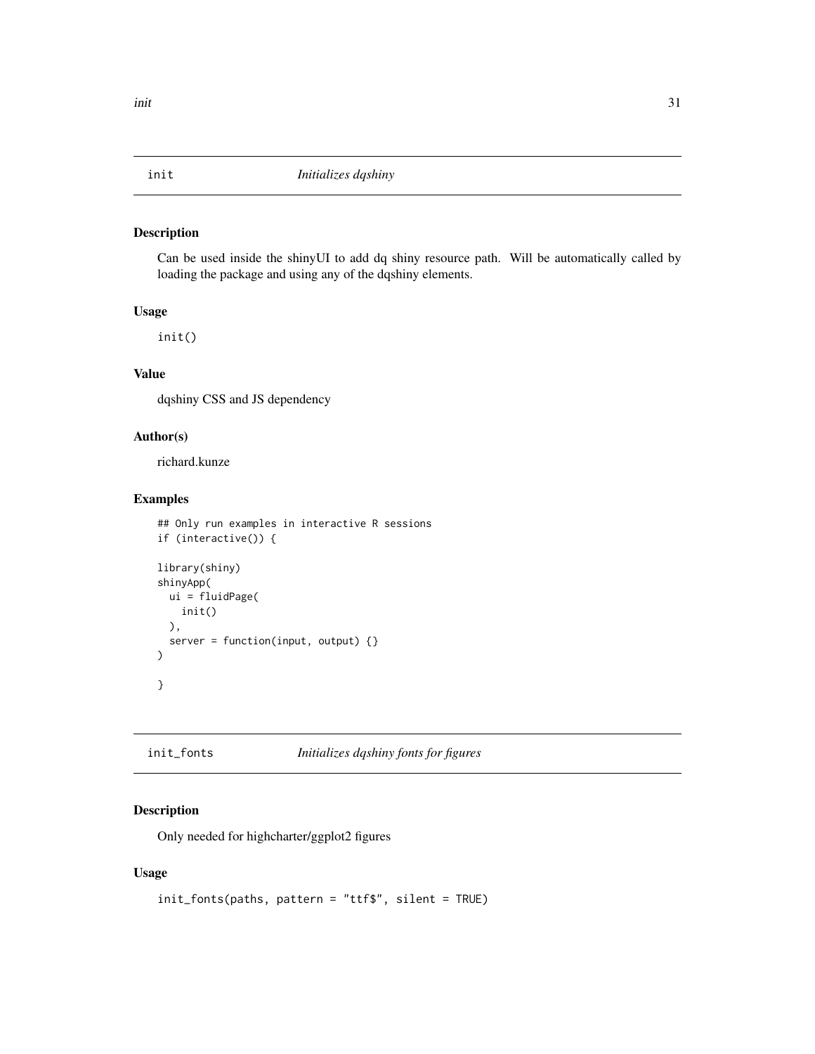## init — *Initializes dqshiny*

### Description

Can be used inside the shinyUI to add dq shiny resource path. Will be automatically called by loading the package and using any of the dqshiny elements.

### Usage

```
init()
```

### Value

dqshiny CSS and JS dependency

### Author(s)

richard.kunze

### Examples

```
## Only run examples in interactive R sessions
if (interactive()) {

library(shiny)
shinyApp(
  ui = fluidPage(
    init()
  ),
  server = function(input, output) {}
)

}
```

## init_fonts — *Initializes dqshiny fonts for figures*

### Description

Only needed for highcharter/ggplot2 figures

### Usage

```
init_fonts(paths, pattern = "ttf$", silent = TRUE)
```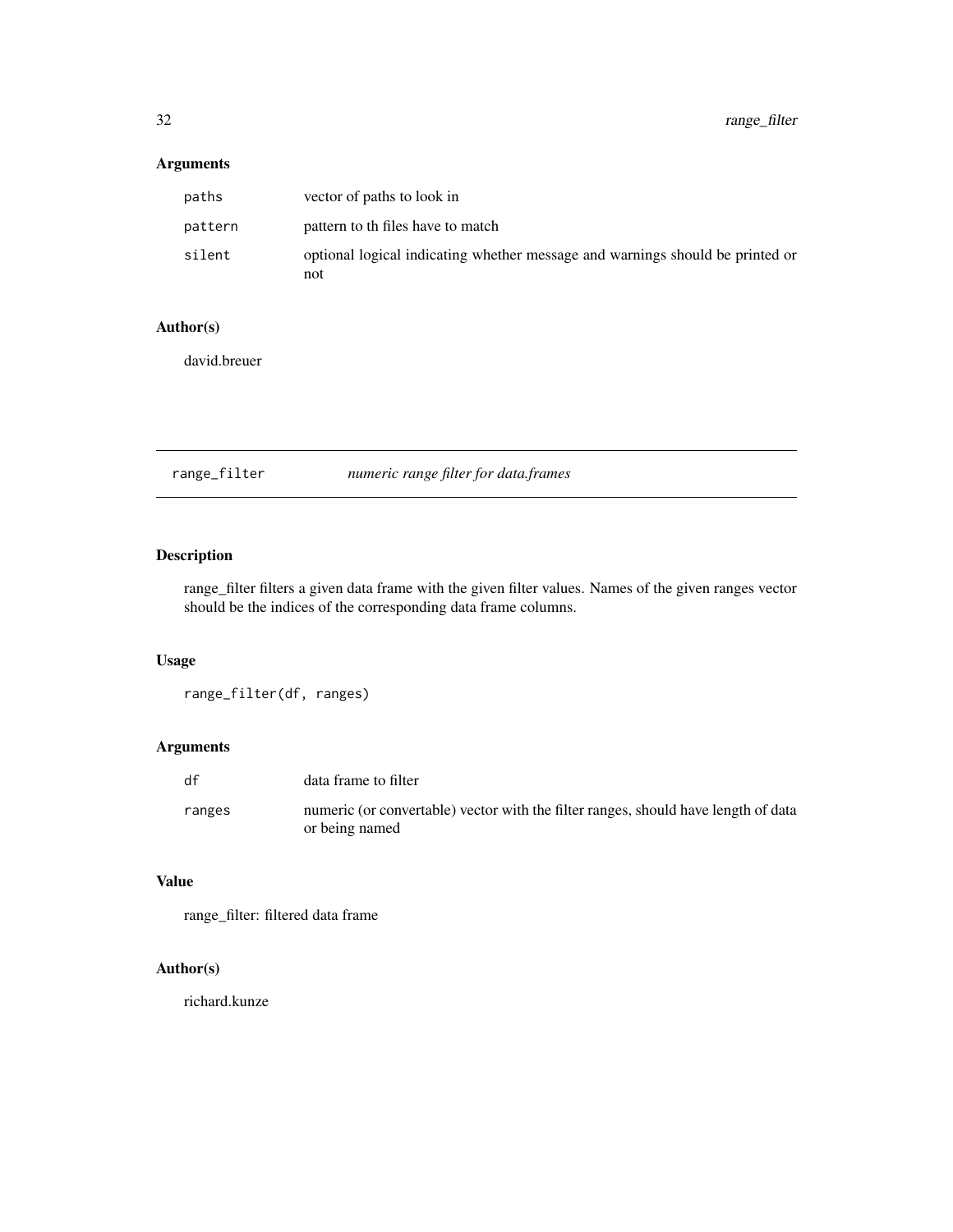## Arguments

| | |
|---|---|
| paths | vector of paths to look in |
| pattern | pattern to th files have to match |
| silent | optional logical indicating whether message and warnings should be printed or not |

## Author(s)

david.breuer

---

## range_filter — *numeric range filter for data.frames*

---

## Description

range_filter filters a given data frame with the given filter values. Names of the given ranges vector should be the indices of the corresponding data frame columns.

## Usage

```
range_filter(df, ranges)
```

## Arguments

| | |
|---|---|
| df | data frame to filter |
| ranges | numeric (or convertable) vector with the filter ranges, should have length of data or being named |

## Value

range_filter: filtered data frame

## Author(s)

richard.kunze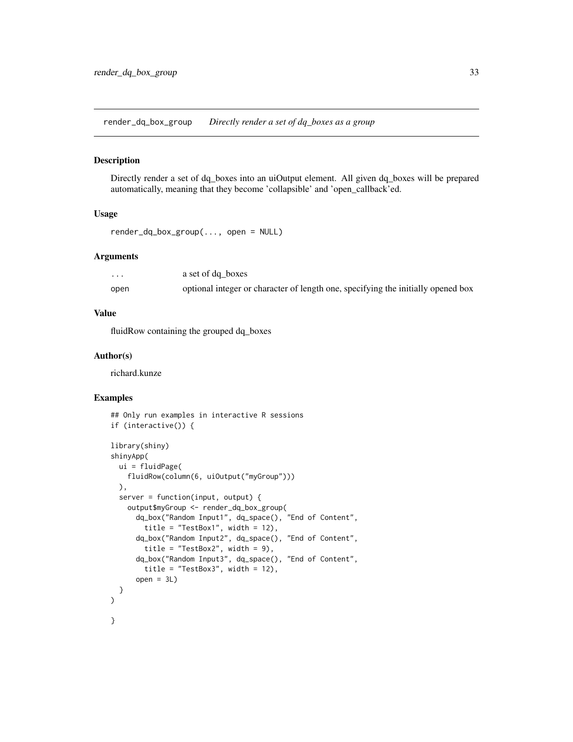## `render_dq_box_group` *Directly render a set of dq_boxes as a group*

### Description

Directly render a set of dq_boxes into an uiOutput element. All given dq_boxes will be prepared automatically, meaning that they become 'collapsible' and 'open_callback'ed.

### Usage

```
render_dq_box_group(..., open = NULL)
```

### Arguments

| | |
|---|---|
| `...` | a set of dq_boxes |
| `open` | optional integer or character of length one, specifying the initially opened box |

### Value

fluidRow containing the grouped dq_boxes

### Author(s)

richard.kunze

### Examples

```
## Only run examples in interactive R sessions
if (interactive()) {

library(shiny)
shinyApp(
  ui = fluidPage(
    fluidRow(column(6, uiOutput("myGroup")))
  ),
  server = function(input, output) {
    output$myGroup <- render_dq_box_group(
      dq_box("Random Input1", dq_space(), "End of Content",
        title = "TestBox1", width = 12),
      dq_box("Random Input2", dq_space(), "End of Content",
        title = "TestBox2", width = 9),
      dq_box("Random Input3", dq_space(), "End of Content",
        title = "TestBox3", width = 12),
      open = 3L)
  }
)

}
```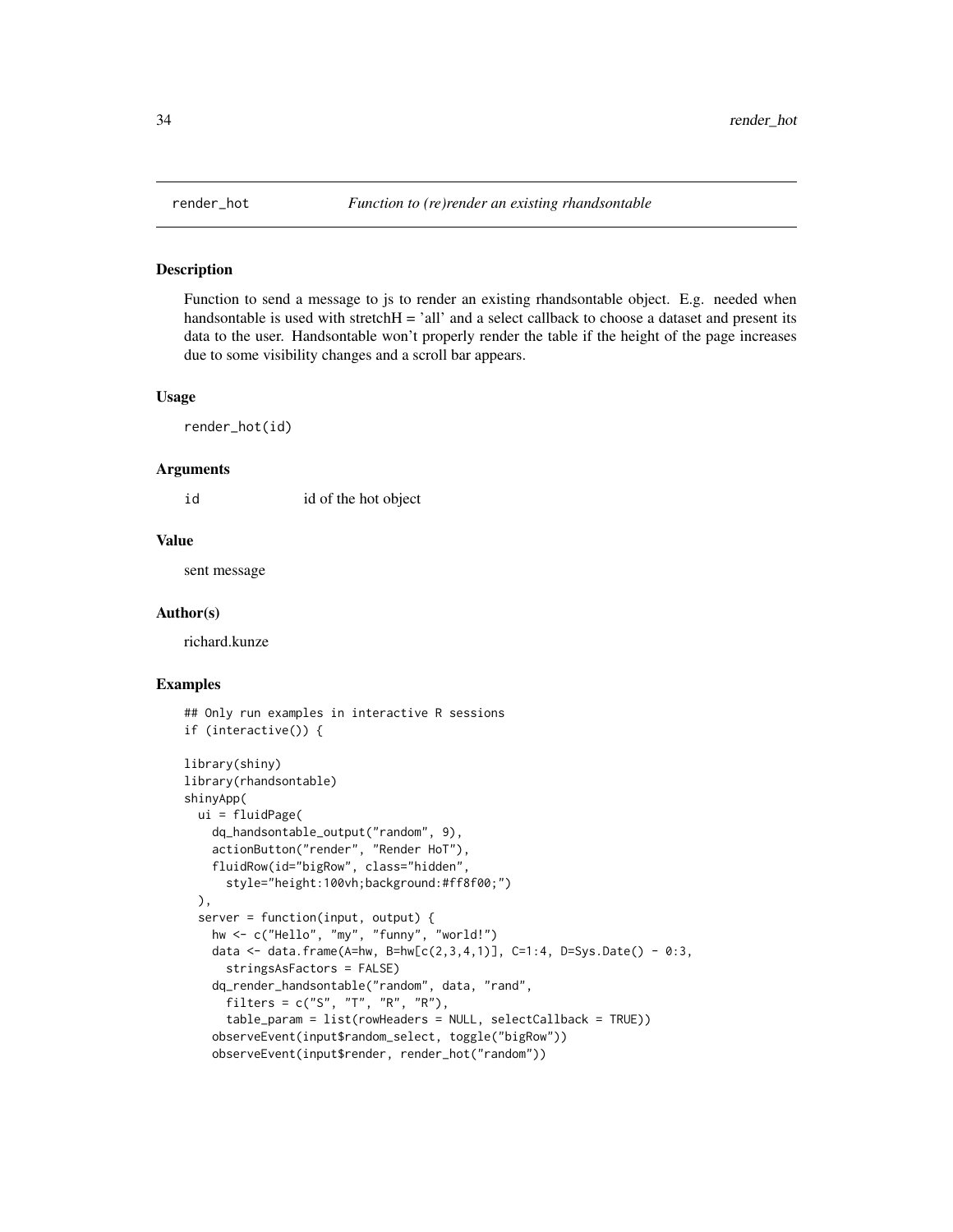## render_hot *Function to (re)render an existing rhandsontable*

### Description

Function to send a message to js to render an existing rhandsontable object. E.g. needed when handsontable is used with stretchH = 'all' and a select callback to choose a dataset and present its data to the user. Handsontable won't properly render the table if the height of the page increases due to some visibility changes and a scroll bar appears.

### Usage

```
render_hot(id)
```

### Arguments

| | |
|---|---|
| id | id of the hot object |

### Value

sent message

### Author(s)

richard.kunze

### Examples

```
## Only run examples in interactive R sessions
if (interactive()) {

library(shiny)
library(rhandsontable)
shinyApp(
  ui = fluidPage(
    dq_handsontable_output("random", 9),
    actionButton("render", "Render HoT"),
    fluidRow(id="bigRow", class="hidden",
      style="height:100vh;background:#ff8f00;")
  ),
  server = function(input, output) {
    hw <- c("Hello", "my", "funny", "world!")
    data <- data.frame(A=hw, B=hw[c(2,3,4,1)], C=1:4, D=Sys.Date() - 0:3,
      stringsAsFactors = FALSE)
    dq_render_handsontable("random", data, "rand",
      filters = c("S", "T", "R", "R"),
      table_param = list(rowHeaders = NULL, selectCallback = TRUE))
    observeEvent(input$random_select, toggle("bigRow"))
    observeEvent(input$render, render_hot("random"))
```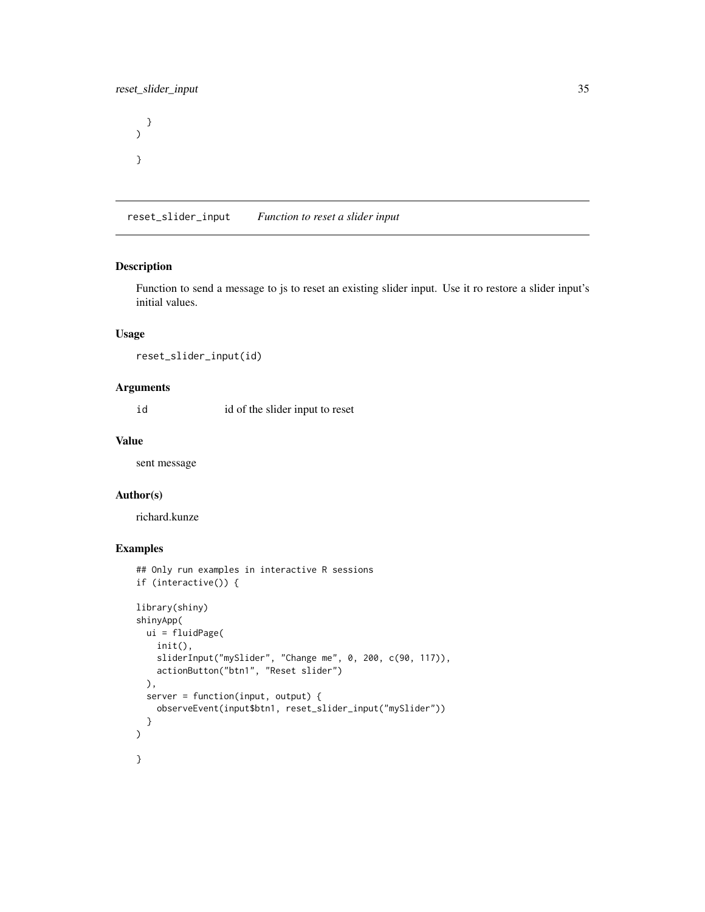```
  }
)

}
```

## reset_slider_input *Function to reset a slider input*

### Description

Function to send a message to js to reset an existing slider input. Use it ro restore a slider input's initial values.

### Usage

```
reset_slider_input(id)
```

### Arguments

| | |
|---|---|
| id | id of the slider input to reset |

### Value

sent message

### Author(s)

richard.kunze

### Examples

```
## Only run examples in interactive R sessions
if (interactive()) {

library(shiny)
shinyApp(
  ui = fluidPage(
    init(),
    sliderInput("mySlider", "Change me", 0, 200, c(90, 117)),
    actionButton("btn1", "Reset slider")
  ),
  server = function(input, output) {
    observeEvent(input$btn1, reset_slider_input("mySlider"))
  }
)

}
```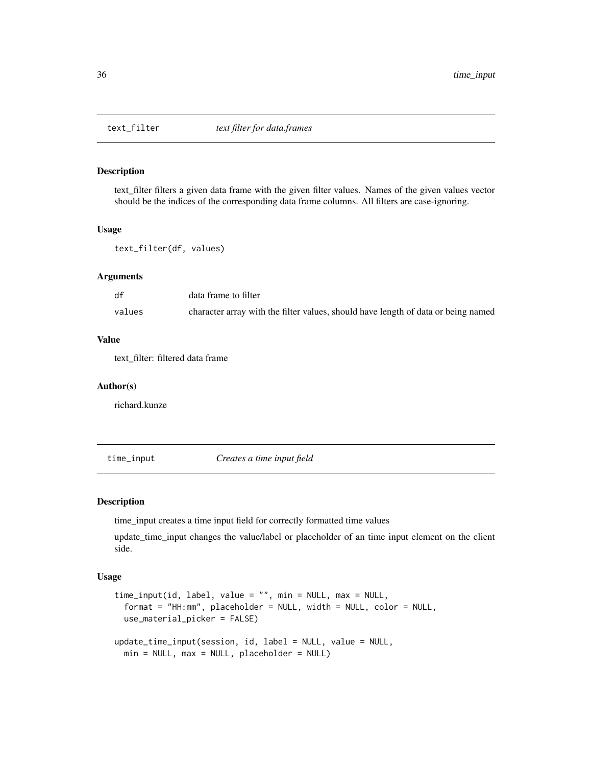## text_filter *text filter for data.frames*

### Description

text_filter filters a given data frame with the given filter values. Names of the given values vector should be the indices of the corresponding data frame columns. All filters are case-ignoring.

### Usage

```
text_filter(df, values)
```

### Arguments

| | |
|---|---|
| df | data frame to filter |
| values | character array with the filter values, should have length of data or being named |

### Value

text_filter: filtered data frame

### Author(s)

richard.kunze

## time_input *Creates a time input field*

### Description

time_input creates a time input field for correctly formatted time values

update_time_input changes the value/label or placeholder of an time input element on the client side.

### Usage

```
time_input(id, label, value = "", min = NULL, max = NULL,
  format = "HH:mm", placeholder = NULL, width = NULL, color = NULL,
  use_material_picker = FALSE)

update_time_input(session, id, label = NULL, value = NULL,
  min = NULL, max = NULL, placeholder = NULL)
```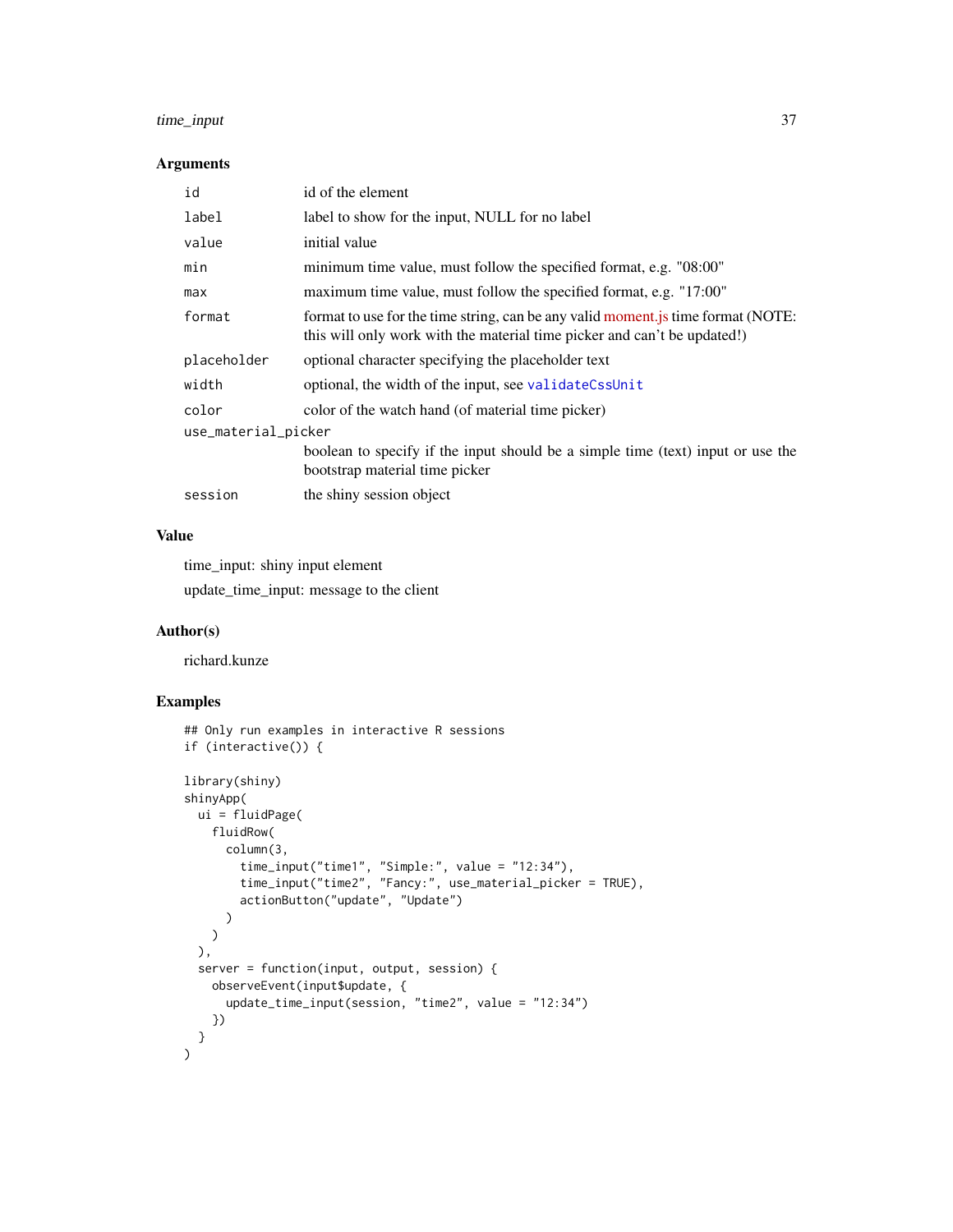### Arguments

| | |
|---|---|
| `id` | id of the element |
| `label` | label to show for the input, NULL for no label |
| `value` | initial value |
| `min` | minimum time value, must follow the specified format, e.g. "08:00" |
| `max` | maximum time value, must follow the specified format, e.g. "17:00" |
| `format` | format to use for the time string, can be any valid moment.js time format (NOTE: this will only work with the material time picker and can't be updated!) |
| `placeholder` | optional character specifying the placeholder text |
| `width` | optional, the width of the input, see `validateCssUnit` |
| `color` | color of the watch hand (of material time picker) |
| `use_material_picker` | boolean to specify if the input should be a simple time (text) input or use the bootstrap material time picker |
| `session` | the shiny session object |

### Value

time_input: shiny input element

update_time_input: message to the client

### Author(s)

richard.kunze

### Examples

```
## Only run examples in interactive R sessions
if (interactive()) {

library(shiny)
shinyApp(
  ui = fluidPage(
    fluidRow(
      column(3,
        time_input("time1", "Simple:", value = "12:34"),
        time_input("time2", "Fancy:", use_material_picker = TRUE),
        actionButton("update", "Update")
      )
    )
  ),
  server = function(input, output, session) {
    observeEvent(input$update, {
      update_time_input(session, "time2", value = "12:34")
    })
  }
)
```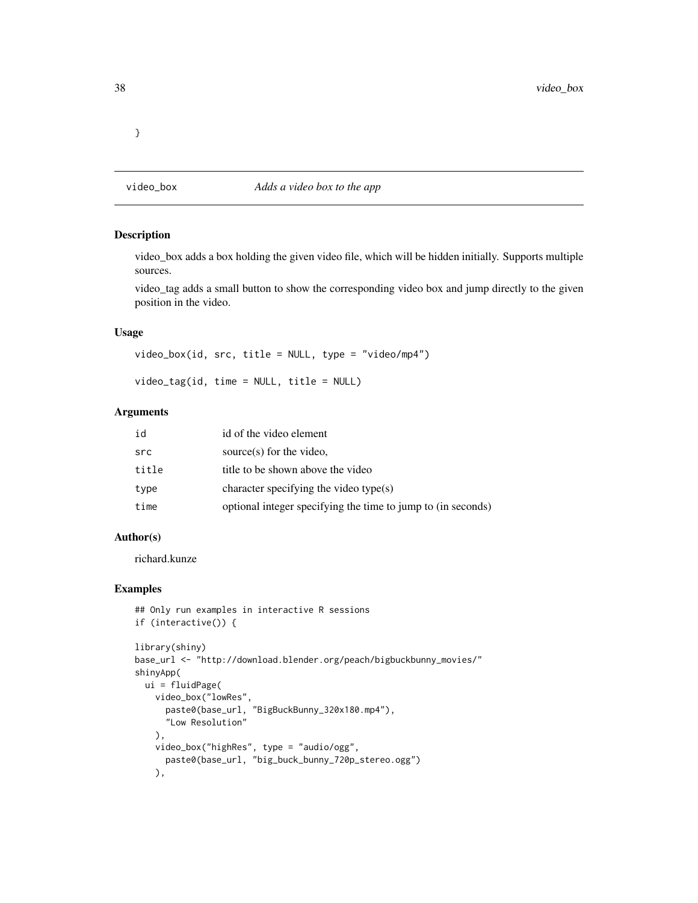```
}
```

## video_box *Adds a video box to the app*

### Description

video_box adds a box holding the given video file, which will be hidden initially. Supports multiple sources.

video_tag adds a small button to show the corresponding video box and jump directly to the given position in the video.

### Usage

```
video_box(id, src, title = NULL, type = "video/mp4")

video_tag(id, time = NULL, title = NULL)
```

### Arguments

| | |
|---|---|
| id | id of the video element |
| src | source(s) for the video, |
| title | title to be shown above the video |
| type | character specifying the video type(s) |
| time | optional integer specifying the time to jump to (in seconds) |

### Author(s)

richard.kunze

### Examples

```
## Only run examples in interactive R sessions
if (interactive()) {

library(shiny)
base_url <- "http://download.blender.org/peach/bigbuckbunny_movies/"
shinyApp(
  ui = fluidPage(
    video_box("lowRes",
      paste0(base_url, "BigBuckBunny_320x180.mp4"),
      "Low Resolution"
    ),
    video_box("highRes", type = "audio/ogg",
      paste0(base_url, "big_buck_bunny_720p_stereo.ogg")
    ),
```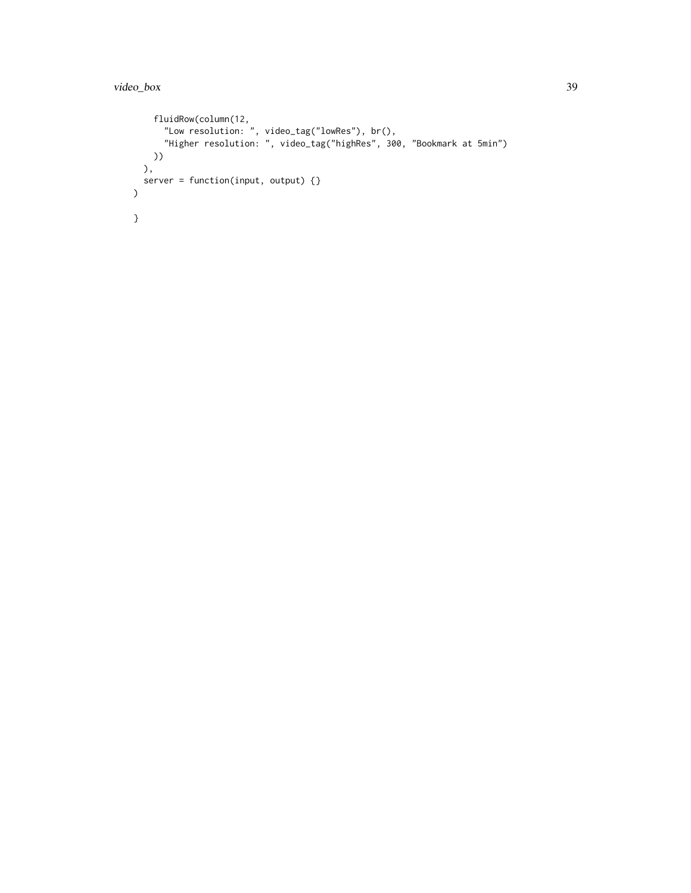```
      fluidRow(column(12,
        "Low resolution: ", video_tag("lowRes"), br(),
        "Higher resolution: ", video_tag("highRes", 300, "Bookmark at 5min")
      ))
    ),
    server = function(input, output) {}
  )

  }
```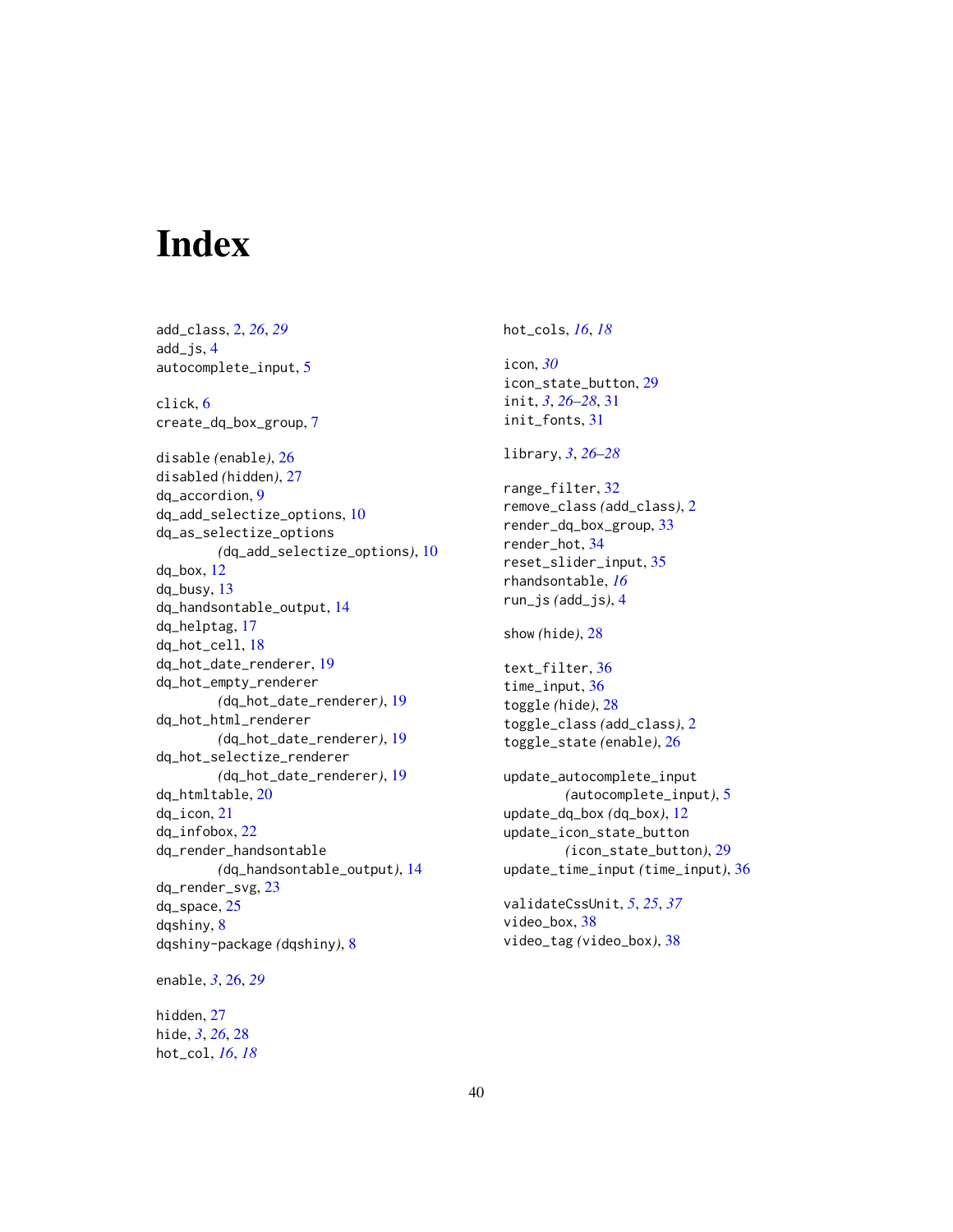# Index

add_class, 2, *26*, *29*
add_js, 4
autocomplete_input, 5

click, 6
create_dq_box_group, 7

disable *(*enable*)*, 26
disabled *(*hidden*)*, 27
dq_accordion, 9
dq_add_selectize_options, 10
dq_as_selectize_options *(*dq_add_selectize_options*)*, 10
dq_box, 12
dq_busy, 13
dq_handsontable_output, 14
dq_helptag, 17
dq_hot_cell, 18
dq_hot_date_renderer, 19
dq_hot_empty_renderer *(*dq_hot_date_renderer*)*, 19
dq_hot_html_renderer *(*dq_hot_date_renderer*)*, 19
dq_hot_selectize_renderer *(*dq_hot_date_renderer*)*, 19
dq_htmltable, 20
dq_icon, 21
dq_infobox, 22
dq_render_handsontable *(*dq_handsontable_output*)*, 14
dq_render_svg, 23
dq_space, 25
dqshiny, 8
dqshiny-package *(*dqshiny*)*, 8

enable, *3*, 26, *29*

hidden, 27
hide, *3*, *26*, 28
hot_col, *16*, *18*
hot_cols, *16*, *18*

icon, *30*
icon_state_button, 29
init, *3*, *26–28*, 31
init_fonts, 31

library, *3*, *26–28*

range_filter, 32
remove_class *(*add_class*)*, 2
render_dq_box_group, 33
render_hot, 34
reset_slider_input, 35
rhandsontable, *16*
run_js *(*add_js*)*, 4

show *(*hide*)*, 28

text_filter, 36
time_input, 36
toggle *(*hide*)*, 28
toggle_class *(*add_class*)*, 2
toggle_state *(*enable*)*, 26

update_autocomplete_input *(*autocomplete_input*)*, 5
update_dq_box *(*dq_box*)*, 12
update_icon_state_button *(*icon_state_button*)*, 29
update_time_input *(*time_input*)*, 36

validateCssUnit, *5*, *25*, *37*
video_box, 38
video_tag *(*video_box*)*, 38